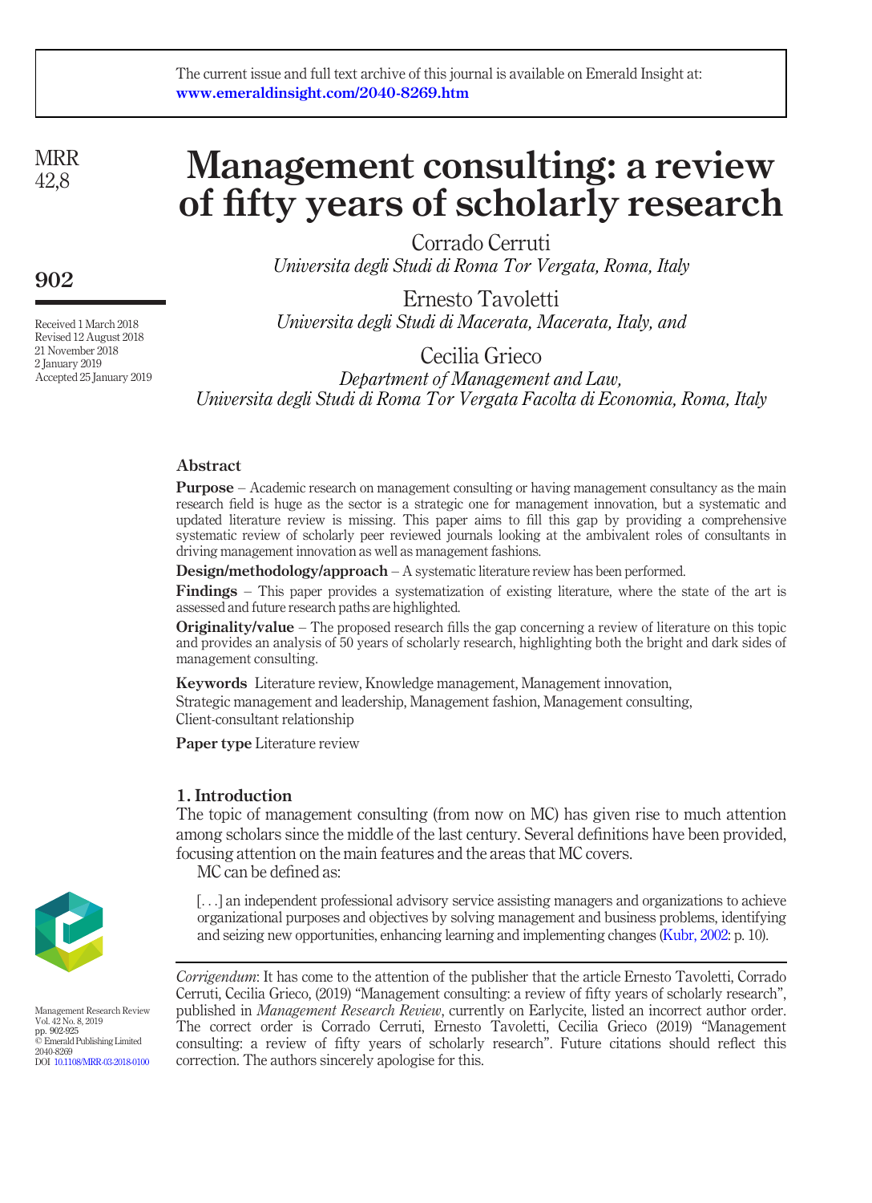The current issue and full text archive of this journal is available on Emerald Insight at: www.emeraldinsight.com/2040-8269.htm

# Management consulting: a review of fifty years of scholarly research

Corrado Cerruti
*Universita degli Studi di Roma Tor Vergata, Roma, Italy*

Ernesto Tavoletti
*Universita degli Studi di Macerata, Macerata, Italy, and*

Cecilia Grieco
*Department of Management and Law, Universita degli Studi di Roma Tor Vergata Facolta di Economia, Roma, Italy*

Received 1 March 2018
Revised 12 August 2018
21 November 2018
2 January 2019
Accepted 25 January 2019

## Abstract

**Purpose** – Academic research on management consulting or having management consultancy as the main research field is huge as the sector is a strategic one for management innovation, but a systematic and updated literature review is missing. This paper aims to fill this gap by providing a comprehensive systematic review of scholarly peer reviewed journals looking at the ambivalent roles of consultants in driving management innovation as well as management fashions.

**Design/methodology/approach** – A systematic literature review has been performed.

**Findings** – This paper provides a systematization of existing literature, where the state of the art is assessed and future research paths are highlighted.

**Originality/value** – The proposed research fills the gap concerning a review of literature on this topic and provides an analysis of 50 years of scholarly research, highlighting both the bright and dark sides of management consulting.

**Keywords** Literature review, Knowledge management, Management innovation, Strategic management and leadership, Management fashion, Management consulting, Client-consultant relationship

**Paper type** Literature review

## 1. Introduction

The topic of management consulting (from now on MC) has given rise to much attention among scholars since the middle of the last century. Several definitions have been provided, focusing attention on the main features and the areas that MC covers.

MC can be defined as:

> [. . .] an independent professional advisory service assisting managers and organizations to achieve organizational purposes and objectives by solving management and business problems, identifying and seizing new opportunities, enhancing learning and implementing changes (Kubr, 2002: p. 10).

*Corrigendum*: It has come to the attention of the publisher that the article Ernesto Tavoletti, Corrado Cerruti, Cecilia Grieco, (2019) "Management consulting: a review of fifty years of scholarly research", published in *Management Research Review*, currently on Earlycite, listed an incorrect author order. The correct order is Corrado Cerruti, Ernesto Tavoletti, Cecilia Grieco (2019) "Management consulting: a review of fifty years of scholarly research". Future citations should reflect this correction. The authors sincerely apologise for this.

Management Research Review
Vol. 42 No. 8, 2019
pp. 902-925
© Emerald Publishing Limited
2040-8269
DOI 10.1108/MRR-03-2018-0100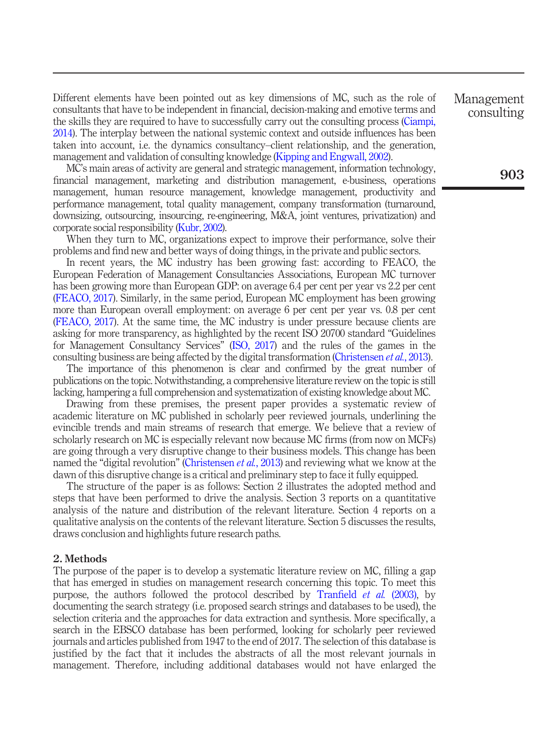Different elements have been pointed out as key dimensions of MC, such as the role of consultants that have to be independent in financial, decision-making and emotive terms and the skills they are required to have to successfully carry out the consulting process (Ciampi, 2014). The interplay between the national systemic context and outside influences has been taken into account, i.e. the dynamics consultancy–client relationship, and the generation, management and validation of consulting knowledge (Kipping and Engwall, 2002).

MC's main areas of activity are general and strategic management, information technology, financial management, marketing and distribution management, e-business, operations management, human resource management, knowledge management, productivity and performance management, total quality management, company transformation (turnaround, downsizing, outsourcing, insourcing, re-engineering, M&A, joint ventures, privatization) and corporate social responsibility (Kubr, 2002).

When they turn to MC, organizations expect to improve their performance, solve their problems and find new and better ways of doing things, in the private and public sectors.

In recent years, the MC industry has been growing fast: according to FEACO, the European Federation of Management Consultancies Associations, European MC turnover has been growing more than European GDP: on average 6.4 per cent per year vs 2.2 per cent (FEACO, 2017). Similarly, in the same period, European MC employment has been growing more than European overall employment: on average 6 per cent per year vs. 0.8 per cent (FEACO, 2017). At the same time, the MC industry is under pressure because clients are asking for more transparency, as highlighted by the recent ISO 20700 standard "Guidelines for Management Consultancy Services" (ISO, 2017) and the rules of the games in the consulting business are being affected by the digital transformation (Christensen *et al.*, 2013).

The importance of this phenomenon is clear and confirmed by the great number of publications on the topic. Notwithstanding, a comprehensive literature review on the topic is still lacking, hampering a full comprehension and systematization of existing knowledge about MC.

Drawing from these premises, the present paper provides a systematic review of academic literature on MC published in scholarly peer reviewed journals, underlining the evincible trends and main streams of research that emerge. We believe that a review of scholarly research on MC is especially relevant now because MC firms (from now on MCFs) are going through a very disruptive change to their business models. This change has been named the "digital revolution" (Christensen *et al.*, 2013) and reviewing what we know at the dawn of this disruptive change is a critical and preliminary step to face it fully equipped.

The structure of the paper is as follows: Section 2 illustrates the adopted method and steps that have been performed to drive the analysis. Section 3 reports on a quantitative analysis of the nature and distribution of the relevant literature. Section 4 reports on a qualitative analysis on the contents of the relevant literature. Section 5 discusses the results, draws conclusion and highlights future research paths.

## 2. Methods

The purpose of the paper is to develop a systematic literature review on MC, filling a gap that has emerged in studies on management research concerning this topic. To meet this purpose, the authors followed the protocol described by Tranfield *et al.* (2003), by documenting the search strategy (i.e. proposed search strings and databases to be used), the selection criteria and the approaches for data extraction and synthesis. More specifically, a search in the EBSCO database has been performed, looking for scholarly peer reviewed journals and articles published from 1947 to the end of 2017. The selection of this database is justified by the fact that it includes the abstracts of all the most relevant journals in management. Therefore, including additional databases would not have enlarged the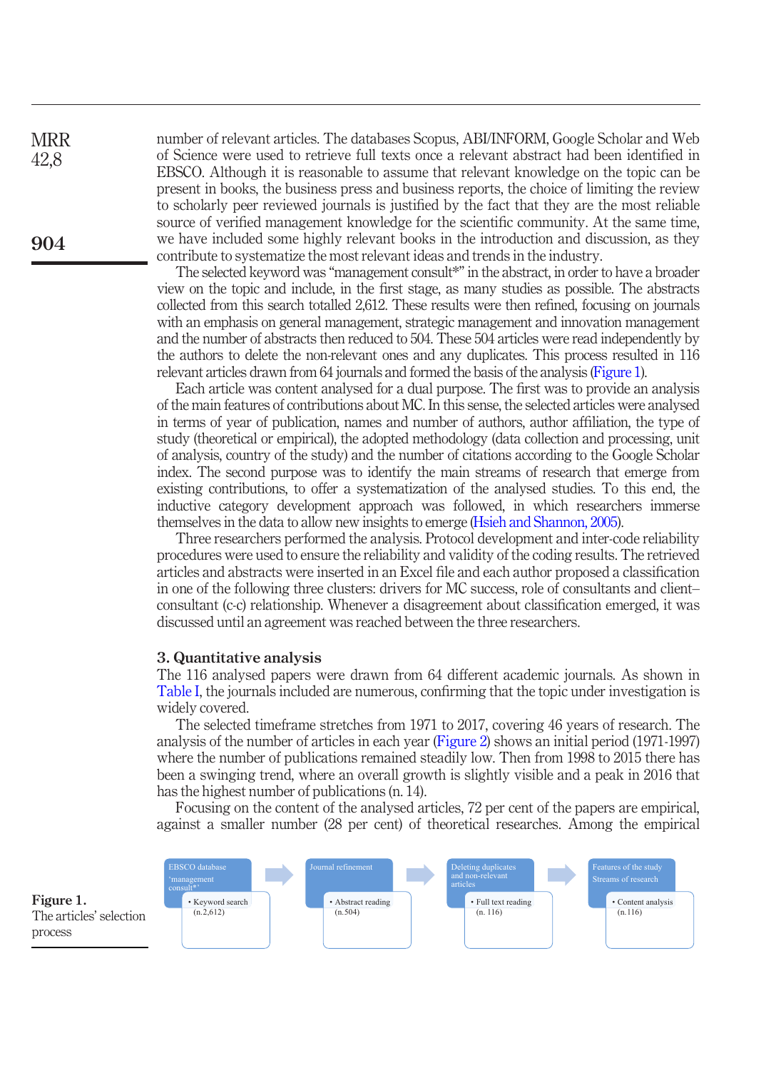number of relevant articles. The databases Scopus, ABI/INFORM, Google Scholar and Web of Science were used to retrieve full texts once a relevant abstract had been identified in EBSCO. Although it is reasonable to assume that relevant knowledge on the topic can be present in books, the business press and business reports, the choice of limiting the review to scholarly peer reviewed journals is justified by the fact that they are the most reliable source of verified management knowledge for the scientific community. At the same time, we have included some highly relevant books in the introduction and discussion, as they contribute to systematize the most relevant ideas and trends in the industry.

The selected keyword was "management consult*" in the abstract, in order to have a broader view on the topic and include, in the first stage, as many studies as possible. The abstracts collected from this search totalled 2,612. These results were then refined, focusing on journals with an emphasis on general management, strategic management and innovation management and the number of abstracts then reduced to 504. These 504 articles were read independently by the authors to delete the non-relevant ones and any duplicates. This process resulted in 116 relevant articles drawn from 64 journals and formed the basis of the analysis (Figure 1).

Each article was content analysed for a dual purpose. The first was to provide an analysis of the main features of contributions about MC. In this sense, the selected articles were analysed in terms of year of publication, names and number of authors, author affiliation, the type of study (theoretical or empirical), the adopted methodology (data collection and processing, unit of analysis, country of the study) and the number of citations according to the Google Scholar index. The second purpose was to identify the main streams of research that emerge from existing contributions, to offer a systematization of the analysed studies. To this end, the inductive category development approach was followed, in which researchers immerse themselves in the data to allow new insights to emerge (Hsieh and Shannon, 2005).

Three researchers performed the analysis. Protocol development and inter-code reliability procedures were used to ensure the reliability and validity of the coding results. The retrieved articles and abstracts were inserted in an Excel file and each author proposed a classification in one of the following three clusters: drivers for MC success, role of consultants and client–consultant (c-c) relationship. Whenever a disagreement about classification emerged, it was discussed until an agreement was reached between the three researchers.

## 3. Quantitative analysis

The 116 analysed papers were drawn from 64 different academic journals. As shown in Table I, the journals included are numerous, confirming that the topic under investigation is widely covered.

The selected timeframe stretches from 1971 to 2017, covering 46 years of research. The analysis of the number of articles in each year (Figure 2) shows an initial period (1971-1997) where the number of publications remained steadily low. Then from 1998 to 2015 there has been a swinging trend, where an overall growth is slightly visible and a peak in 2016 that has the highest number of publications (n. 14).

Focusing on the content of the analysed articles, 72 per cent of the papers are empirical, against a smaller number (28 per cent) of theoretical researches. Among the empirical

| EBSCO database 'management consult*' | Journal refinement | Deleting duplicates and non-relevant articles | Features of the study Streams of research |
|---|---|---|---|
| • Keyword search (n.2,612) | • Abstract reading (n.504) | • Full text reading (n. 116) | • Content analysis (n.116) |

**Figure 1.** The articles' selection process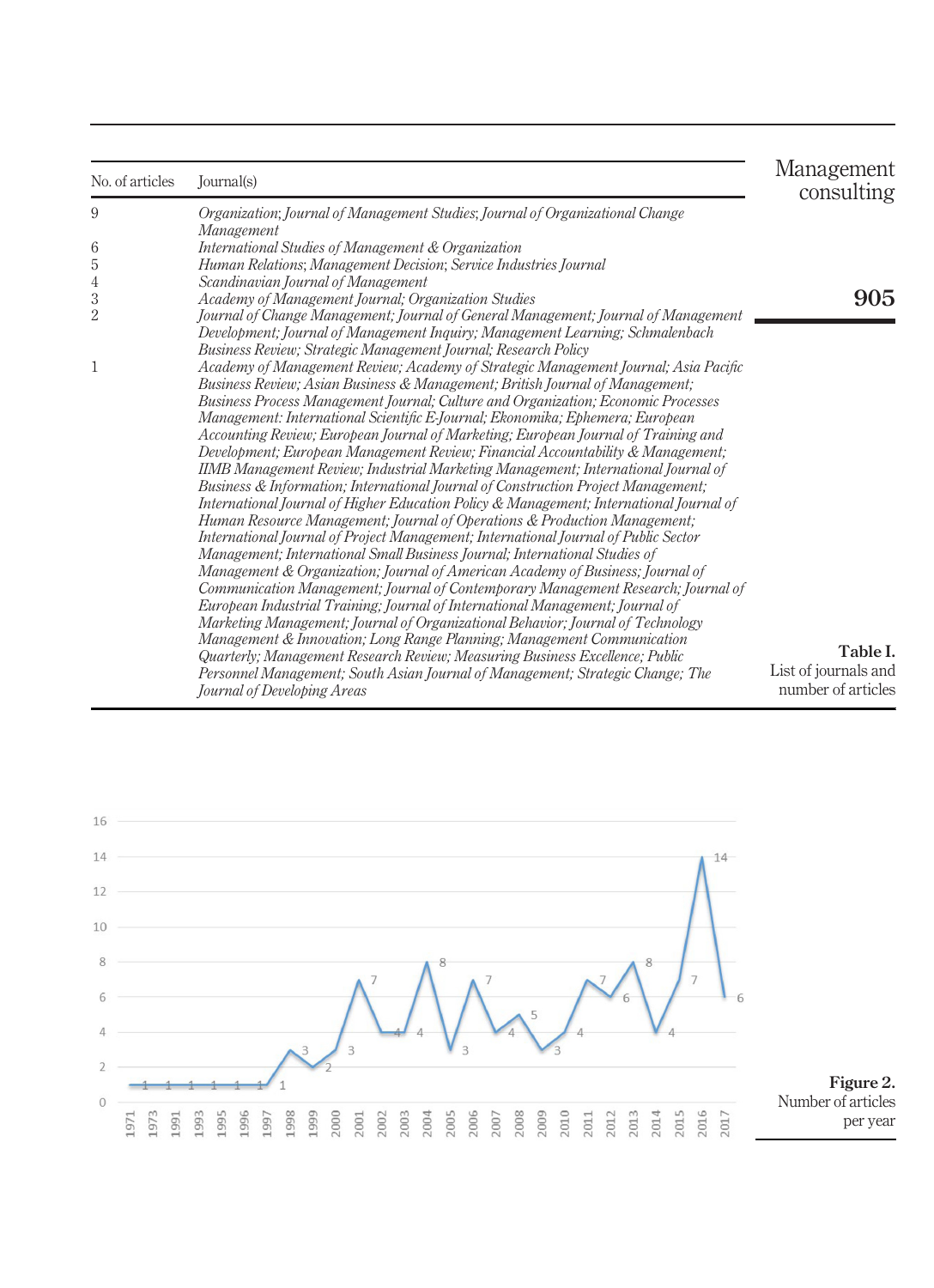| No. of articles | Journal(s) |
|---|---|
| 9 | *Organization*; *Journal of Management Studies*; *Journal of Organizational Change Management* |
| 6 | *International Studies of Management & Organization* |
| 5 | *Human Relations*; *Management Decision*; *Service Industries Journal* |
| 4 | *Scandinavian Journal of Management* |
| 3 | *Academy of Management Journal; Organization Studies* |
| 2 | *Journal of Change Management; Journal of General Management; Journal of Management Development; Journal of Management Inquiry; Management Learning; Schmalenbach Business Review; Strategic Management Journal; Research Policy* |
| 1 | *Academy of Management Review; Academy of Strategic Management Journal; Asia Pacific Business Review; Asian Business & Management; British Journal of Management; Business Process Management Journal; Culture and Organization; Economic Processes Management: International Scientific E-Journal; Ekonomika; Ephemera; European Accounting Review; European Journal of Marketing; European Journal of Training and Development; European Management Review; Financial Accountability & Management; IIMB Management Review; Industrial Marketing Management; International Journal of Business & Information; International Journal of Construction Project Management; International Journal of Higher Education Policy & Management; International Journal of Human Resource Management; Journal of Operations & Production Management; International Journal of Project Management; International Journal of Public Sector Management; International Small Business Journal; International Studies of Management & Organization; Journal of American Academy of Business; Journal of Communication Management; Journal of Contemporary Management Research; Journal of European Industrial Training; Journal of International Management; Journal of Marketing Management; Journal of Organizational Behavior; Journal of Technology Management & Innovation; Long Range Planning; Management Communication Quarterly; Management Research Review; Measuring Business Excellence; Public Personnel Management; South Asian Journal of Management; Strategic Change; The Journal of Developing Areas* |

**Table I.** List of journals and number of articles

| Year | Number of articles |
|---|---|
| 1971 | 1 |
| 1973 | 1 |
| 1991 | 1 |
| 1993 | 1 |
| 1995 | 1 |
| 1996 | 1 |
| 1997 | 1 |
| 1998 | 3 |
| 1999 | 2 |
| 2000 | 3 |
| 2001 | 7 |
| 2002 | 4 |
| 2003 | 4 |
| 2004 | 8 |
| 2005 | 3 |
| 2006 | 7 |
| 2007 | 4 |
| 2008 | 5 |
| 2009 | 3 |
| 2010 | 4 |
| 2011 | 7 |
| 2012 | 6 |
| 2013 | 8 |
| 2014 | 4 |
| 2015 | 7 |
| 2016 | 14 |
| 2017 | 6 |

**Figure 2.** Number of articles per year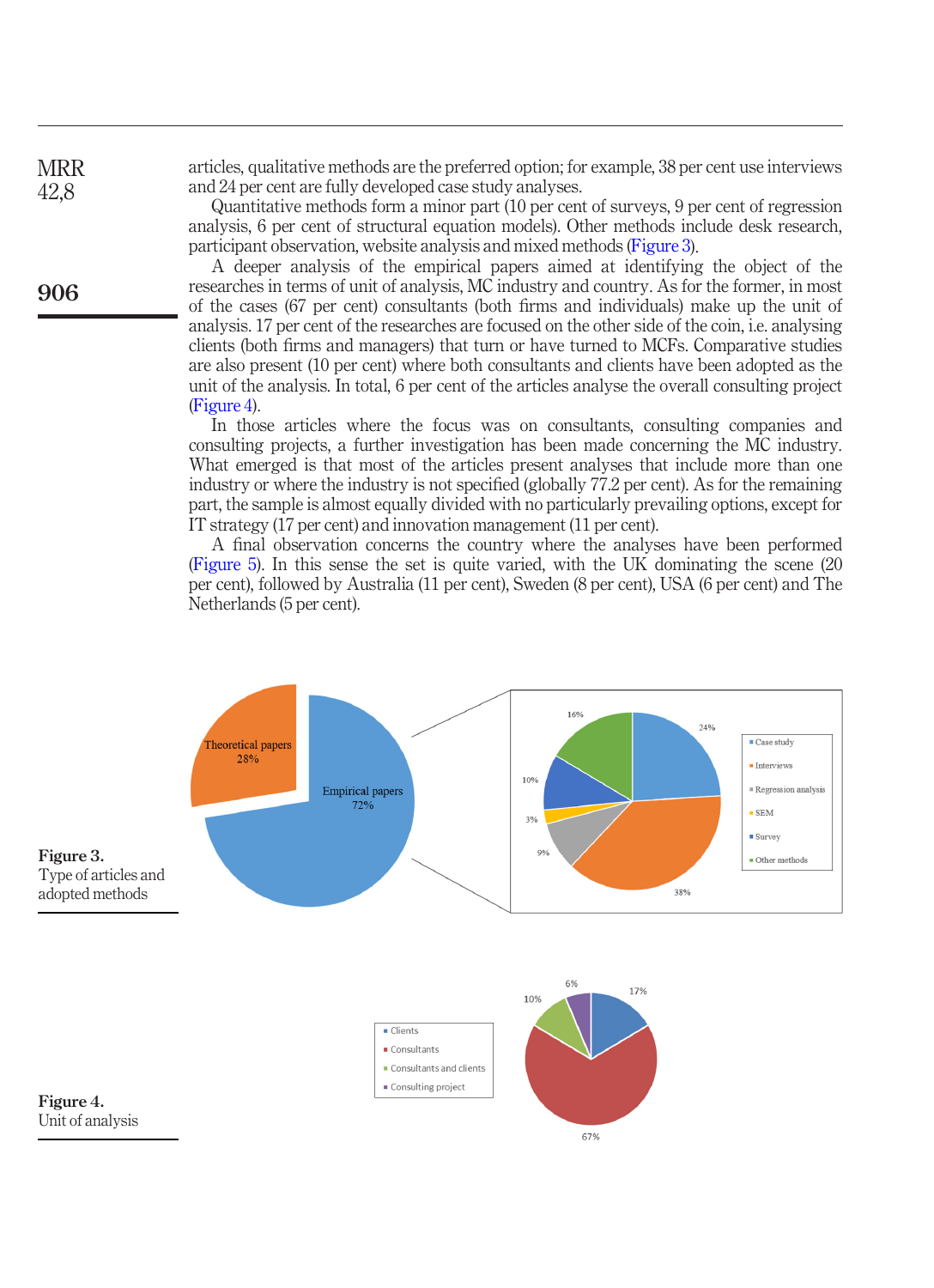articles, qualitative methods are the preferred option; for example, 38 per cent use interviews and 24 per cent are fully developed case study analyses.

Quantitative methods form a minor part (10 per cent of surveys, 9 per cent of regression analysis, 6 per cent of structural equation models). Other methods include desk research, participant observation, website analysis and mixed methods (Figure 3).

A deeper analysis of the empirical papers aimed at identifying the object of the researches in terms of unit of analysis, MC industry and country. As for the former, in most of the cases (67 per cent) consultants (both firms and individuals) make up the unit of analysis. 17 per cent of the researches are focused on the other side of the coin, i.e. analysing clients (both firms and managers) that turn or have turned to MCFs. Comparative studies are also present (10 per cent) where both consultants and clients have been adopted as the unit of the analysis. In total, 6 per cent of the articles analyse the overall consulting project (Figure 4).

In those articles where the focus was on consultants, consulting companies and consulting projects, a further investigation has been made concerning the MC industry. What emerged is that most of the articles present analyses that include more than one industry or where the industry is not specified (globally 77.2 per cent). As for the remaining part, the sample is almost equally divided with no particularly prevailing options, except for IT strategy (17 per cent) and innovation management (11 per cent).

A final observation concerns the country where the analyses have been performed (Figure 5). In this sense the set is quite varied, with the UK dominating the scene (20 per cent), followed by Australia (11 per cent), Sweden (8 per cent), USA (6 per cent) and The Netherlands (5 per cent).

**Figure 3.** Type of articles and adopted methods

**Figure 4.** Unit of analysis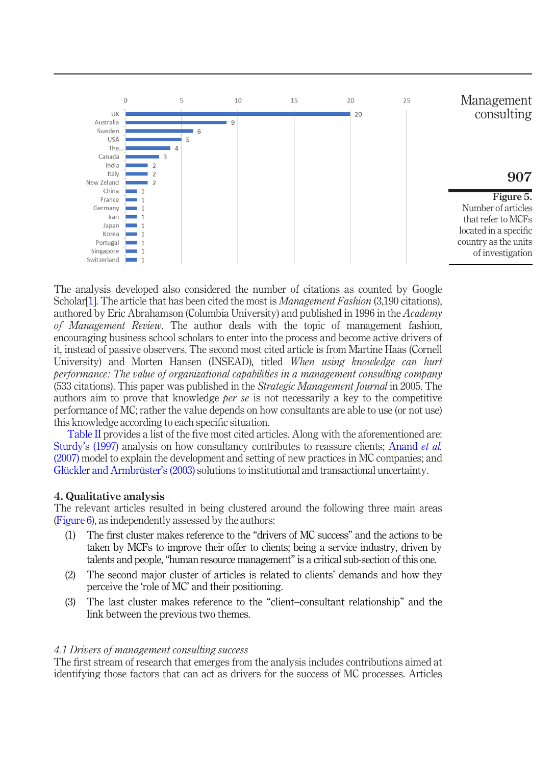| Country | Number of articles |
|---|---|
| UK | 20 |
| Australia | 9 |
| Sweden | 6 |
| USA | 5 |
| The... | 4 |
| Canada | 3 |
| India | 2 |
| Italy | 2 |
| New Zeland | 2 |
| China | 1 |
| France | 1 |
| Germany | 1 |
| Iran | 1 |
| Japan | 1 |
| Korea | 1 |
| Portugal | 1 |
| Singapore | 1 |
| Switzerland | 1 |

**Figure 5.** Number of articles that refer to MCFs located in a specific country as the units of investigation

The analysis developed also considered the number of citations as counted by Google Scholar[1]. The article that has been cited the most is *Management Fashion* (3,190 citations), authored by Eric Abrahamson (Columbia University) and published in 1996 in the *Academy of Management Review*. The author deals with the topic of management fashion, encouraging business school scholars to enter into the process and become active drivers of it, instead of passive observers. The second most cited article is from Martine Haas (Cornell University) and Morten Hansen (INSEAD), titled *When using knowledge can hurt performance: The value of organizational capabilities in a management consulting company* (533 citations). This paper was published in the *Strategic Management Journal* in 2005. The authors aim to prove that knowledge *per se* is not necessarily a key to the competitive performance of MC; rather the value depends on how consultants are able to use (or not use) this knowledge according to each specific situation.

Table II provides a list of the five most cited articles. Along with the aforementioned are: Sturdy's (1997) analysis on how consultancy contributes to reassure clients; Anand *et al.* (2007) model to explain the development and setting of new practices in MC companies; and Glückler and Armbrüster's (2003) solutions to institutional and transactional uncertainty.

## 4. Qualitative analysis

The relevant articles resulted in being clustered around the following three main areas (Figure 6), as independently assessed by the authors:

1. The first cluster makes reference to the "drivers of MC success" and the actions to be taken by MCFs to improve their offer to clients; being a service industry, driven by talents and people, "human resource management" is a critical sub-section of this one.
2. The second major cluster of articles is related to clients' demands and how they perceive the 'role of MC' and their positioning.
3. The last cluster makes reference to the "client–consultant relationship" and the link between the previous two themes.

### *4.1 Drivers of management consulting success*

The first stream of research that emerges from the analysis includes contributions aimed at identifying those factors that can act as drivers for the success of MC processes. Articles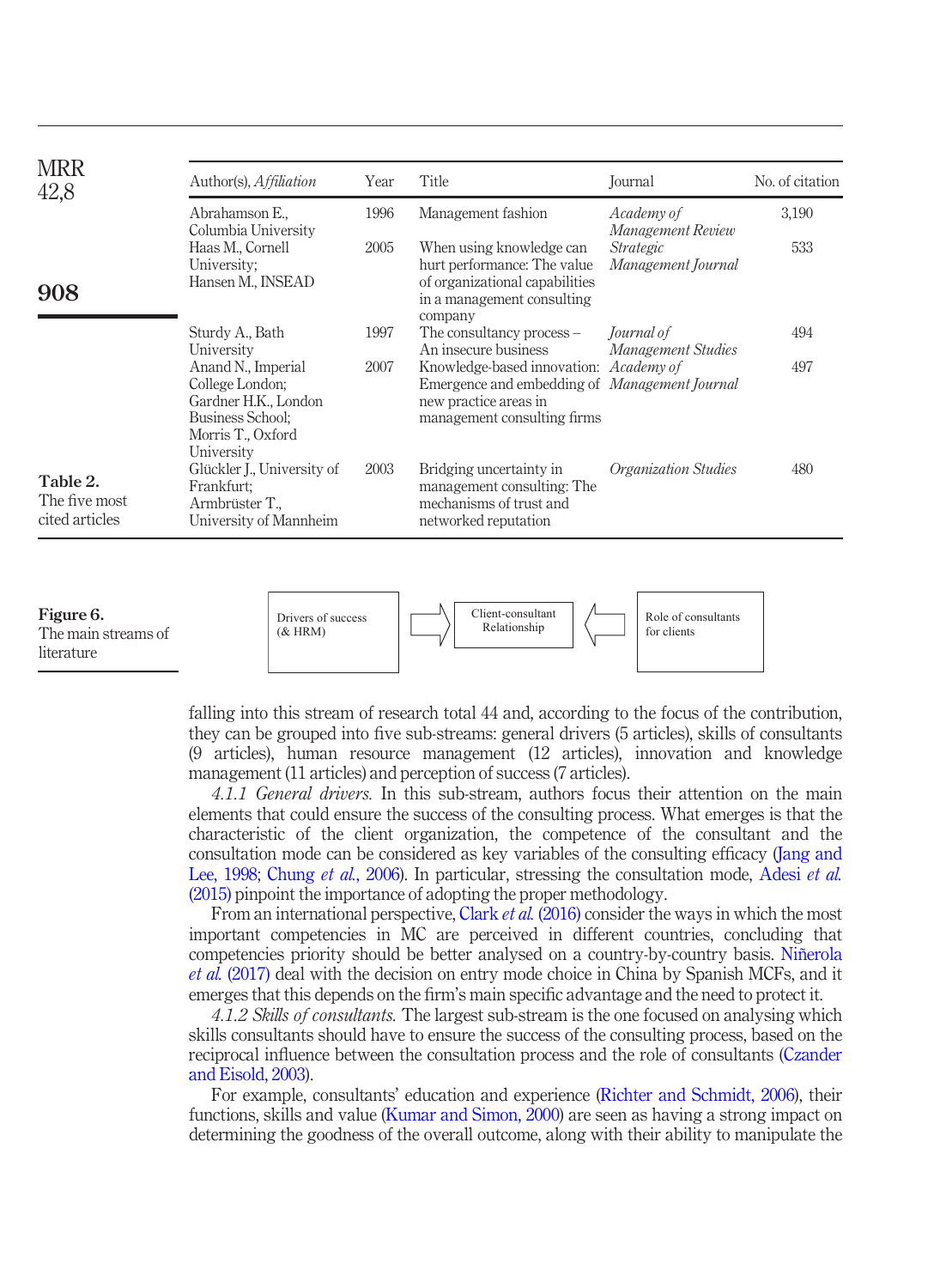Table 2. The five most cited articles

| Author(s), *Affiliation* | Year | Title | Journal | No. of citation |
|---|---|---|---|---|
| Abrahamson E., Columbia University | 1996 | Management fashion | *Academy of Management Review* | 3,190 |
| Haas M., Cornell University; Hansen M., INSEAD | 2005 | When using knowledge can hurt performance: The value of organizational capabilities in a management consulting company | *Strategic Management Journal* | 533 |
| Sturdy A., Bath University | 1997 | The consultancy process – An insecure business | *Journal of Management Studies* | 494 |
| Anand N., Imperial College London; Gardner H.K., London Business School; Morris T., Oxford University | 2007 | Knowledge-based innovation: Emergence and embedding of new practice areas in management consulting firms | *Academy of Management Journal* | 497 |
| Glückler J., University of Frankfurt; Armbrüster T., University of Mannheim | 2003 | Bridging uncertainty in management consulting: The mechanisms of trust and networked reputation | *Organization Studies* | 480 |

Drivers of success (& HRM) → Client-consultant Relationship ← Role of consultants for clients

Figure 6. The main streams of literature

falling into this stream of research total 44 and, according to the focus of the contribution, they can be grouped into five sub-streams: general drivers (5 articles), skills of consultants (9 articles), human resource management (12 articles), innovation and knowledge management (11 articles) and perception of success (7 articles).

*4.1.1 General drivers.* In this sub-stream, authors focus their attention on the main elements that could ensure the success of the consulting process. What emerges is that the characteristic of the client organization, the competence of the consultant and the consultation mode can be considered as key variables of the consulting efficacy (Jang and Lee, 1998; Chung *et al.*, 2006). In particular, stressing the consultation mode, Adesi *et al.* (2015) pinpoint the importance of adopting the proper methodology.

From an international perspective, Clark *et al.* (2016) consider the ways in which the most important competencies in MC are perceived in different countries, concluding that competencies priority should be better analysed on a country-by-country basis. Niñerola *et al.* (2017) deal with the decision on entry mode choice in China by Spanish MCFs, and it emerges that this depends on the firm's main specific advantage and the need to protect it.

*4.1.2 Skills of consultants.* The largest sub-stream is the one focused on analysing which skills consultants should have to ensure the success of the consulting process, based on the reciprocal influence between the consultation process and the role of consultants (Czander and Eisold, 2003).

For example, consultants' education and experience (Richter and Schmidt, 2006), their functions, skills and value (Kumar and Simon, 2000) are seen as having a strong impact on determining the goodness of the overall outcome, along with their ability to manipulate the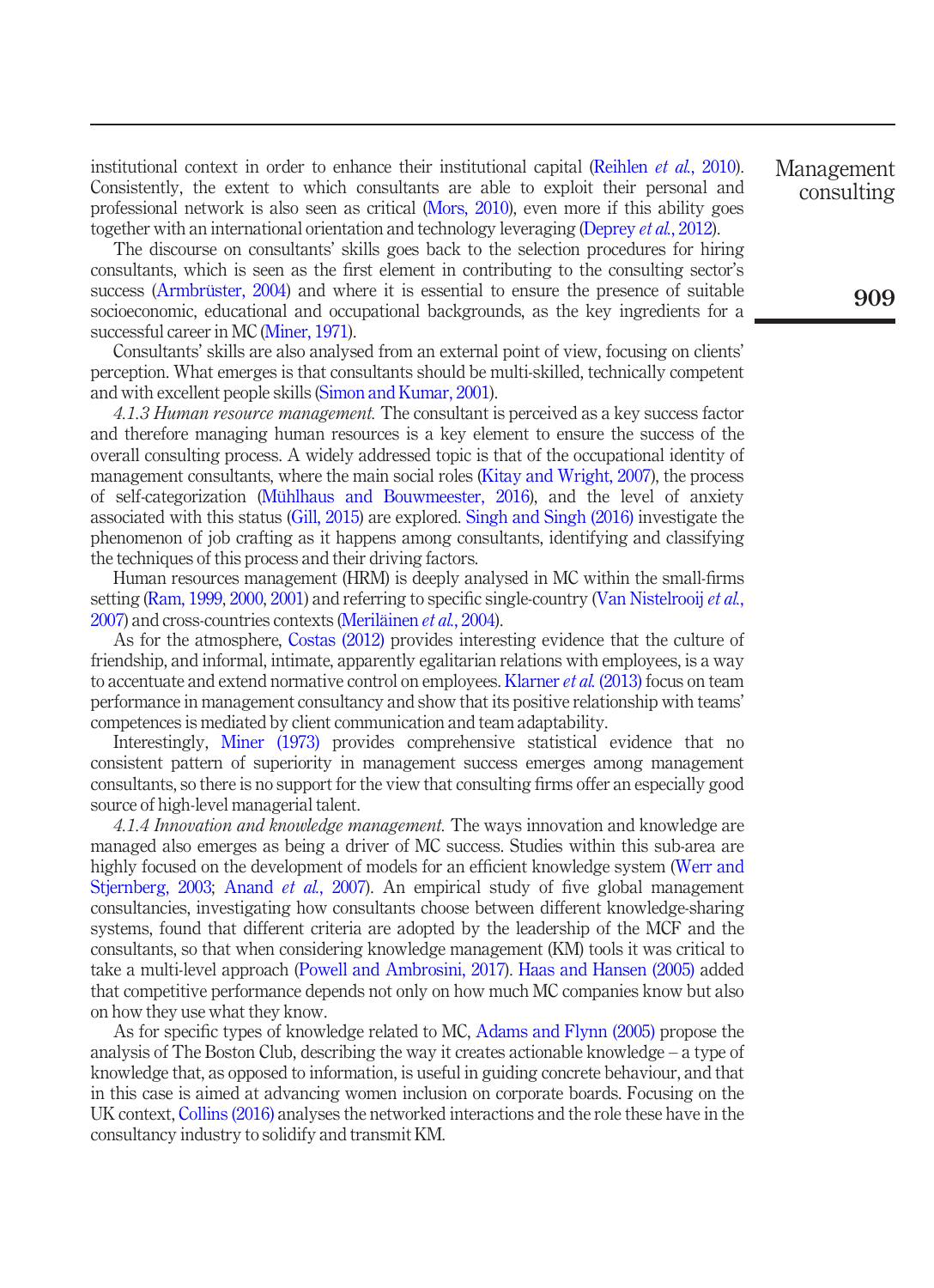institutional context in order to enhance their institutional capital (Reihlen *et al.*, 2010). Consistently, the extent to which consultants are able to exploit their personal and professional network is also seen as critical (Mors, 2010), even more if this ability goes together with an international orientation and technology leveraging (Deprey *et al.*, 2012).

The discourse on consultants' skills goes back to the selection procedures for hiring consultants, which is seen as the first element in contributing to the consulting sector's success (Armbrüster, 2004) and where it is essential to ensure the presence of suitable socioeconomic, educational and occupational backgrounds, as the key ingredients for a successful career in MC (Miner, 1971).

Consultants' skills are also analysed from an external point of view, focusing on clients' perception. What emerges is that consultants should be multi-skilled, technically competent and with excellent people skills (Simon and Kumar, 2001).

*4.1.3 Human resource management.* The consultant is perceived as a key success factor and therefore managing human resources is a key element to ensure the success of the overall consulting process. A widely addressed topic is that of the occupational identity of management consultants, where the main social roles (Kitay and Wright, 2007), the process of self-categorization (Mühlhaus and Bouwmeester, 2016), and the level of anxiety associated with this status (Gill, 2015) are explored. Singh and Singh (2016) investigate the phenomenon of job crafting as it happens among consultants, identifying and classifying the techniques of this process and their driving factors.

Human resources management (HRM) is deeply analysed in MC within the small-firms setting (Ram, 1999, 2000, 2001) and referring to specific single-country (Van Nistelrooij *et al.*, 2007) and cross-countries contexts (Meriläinen *et al.*, 2004).

As for the atmosphere, Costas (2012) provides interesting evidence that the culture of friendship, and informal, intimate, apparently egalitarian relations with employees, is a way to accentuate and extend normative control on employees. Klarner *et al.* (2013) focus on team performance in management consultancy and show that its positive relationship with teams' competences is mediated by client communication and team adaptability.

Interestingly, Miner (1973) provides comprehensive statistical evidence that no consistent pattern of superiority in management success emerges among management consultants, so there is no support for the view that consulting firms offer an especially good source of high-level managerial talent.

*4.1.4 Innovation and knowledge management.* The ways innovation and knowledge are managed also emerges as being a driver of MC success. Studies within this sub-area are highly focused on the development of models for an efficient knowledge system (Werr and Stjernberg, 2003; Anand *et al.*, 2007). An empirical study of five global management consultancies, investigating how consultants choose between different knowledge-sharing systems, found that different criteria are adopted by the leadership of the MCF and the consultants, so that when considering knowledge management (KM) tools it was critical to take a multi-level approach (Powell and Ambrosini, 2017). Haas and Hansen (2005) added that competitive performance depends not only on how much MC companies know but also on how they use what they know.

As for specific types of knowledge related to MC, Adams and Flynn (2005) propose the analysis of The Boston Club, describing the way it creates actionable knowledge – a type of knowledge that, as opposed to information, is useful in guiding concrete behaviour, and that in this case is aimed at advancing women inclusion on corporate boards. Focusing on the UK context, Collins (2016) analyses the networked interactions and the role these have in the consultancy industry to solidify and transmit KM.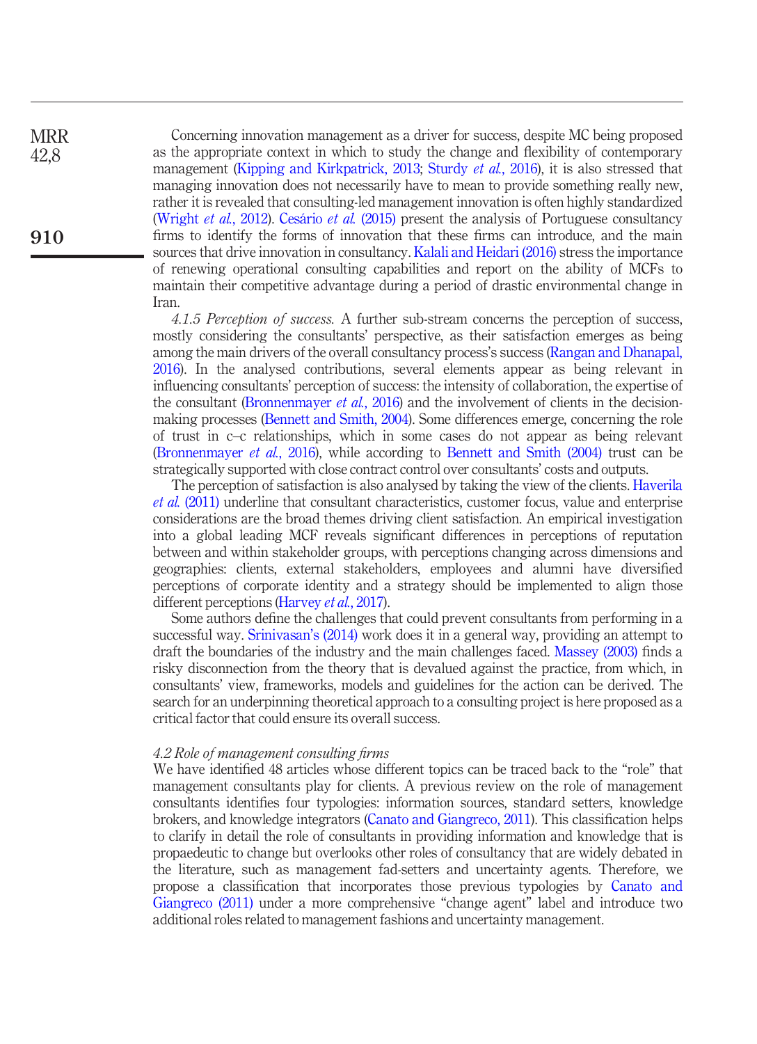Concerning innovation management as a driver for success, despite MC being proposed as the appropriate context in which to study the change and flexibility of contemporary management (Kipping and Kirkpatrick, 2013; Sturdy *et al.*, 2016), it is also stressed that managing innovation does not necessarily have to mean to provide something really new, rather it is revealed that consulting-led management innovation is often highly standardized (Wright *et al.*, 2012). Cesário *et al.* (2015) present the analysis of Portuguese consultancy firms to identify the forms of innovation that these firms can introduce, and the main sources that drive innovation in consultancy. Kalali and Heidari (2016) stress the importance of renewing operational consulting capabilities and report on the ability of MCFs to maintain their competitive advantage during a period of drastic environmental change in Iran.

*4.1.5 Perception of success.* A further sub-stream concerns the perception of success, mostly considering the consultants' perspective, as their satisfaction emerges as being among the main drivers of the overall consultancy process's success (Rangan and Dhanapal, 2016). In the analysed contributions, several elements appear as being relevant in influencing consultants' perception of success: the intensity of collaboration, the expertise of the consultant (Bronnenmayer *et al.*, 2016) and the involvement of clients in the decision-making processes (Bennett and Smith, 2004). Some differences emerge, concerning the role of trust in c–c relationships, which in some cases do not appear as being relevant (Bronnenmayer *et al.*, 2016), while according to Bennett and Smith (2004) trust can be strategically supported with close contract control over consultants' costs and outputs.

The perception of satisfaction is also analysed by taking the view of the clients. Haverila *et al.* (2011) underline that consultant characteristics, customer focus, value and enterprise considerations are the broad themes driving client satisfaction. An empirical investigation into a global leading MCF reveals significant differences in perceptions of reputation between and within stakeholder groups, with perceptions changing across dimensions and geographies: clients, external stakeholders, employees and alumni have diversified perceptions of corporate identity and a strategy should be implemented to align those different perceptions (Harvey *et al.*, 2017).

Some authors define the challenges that could prevent consultants from performing in a successful way. Srinivasan's (2014) work does it in a general way, providing an attempt to draft the boundaries of the industry and the main challenges faced. Massey (2003) finds a risky disconnection from the theory that is devalued against the practice, from which, in consultants' view, frameworks, models and guidelines for the action can be derived. The search for an underpinning theoretical approach to a consulting project is here proposed as a critical factor that could ensure its overall success.

### *4.2 Role of management consulting firms*

We have identified 48 articles whose different topics can be traced back to the "role" that management consultants play for clients. A previous review on the role of management consultants identifies four typologies: information sources, standard setters, knowledge brokers, and knowledge integrators (Canato and Giangreco, 2011). This classification helps to clarify in detail the role of consultants in providing information and knowledge that is propaedeutic to change but overlooks other roles of consultancy that are widely debated in the literature, such as management fad-setters and uncertainty agents. Therefore, we propose a classification that incorporates those previous typologies by Canato and Giangreco (2011) under a more comprehensive "change agent" label and introduce two additional roles related to management fashions and uncertainty management.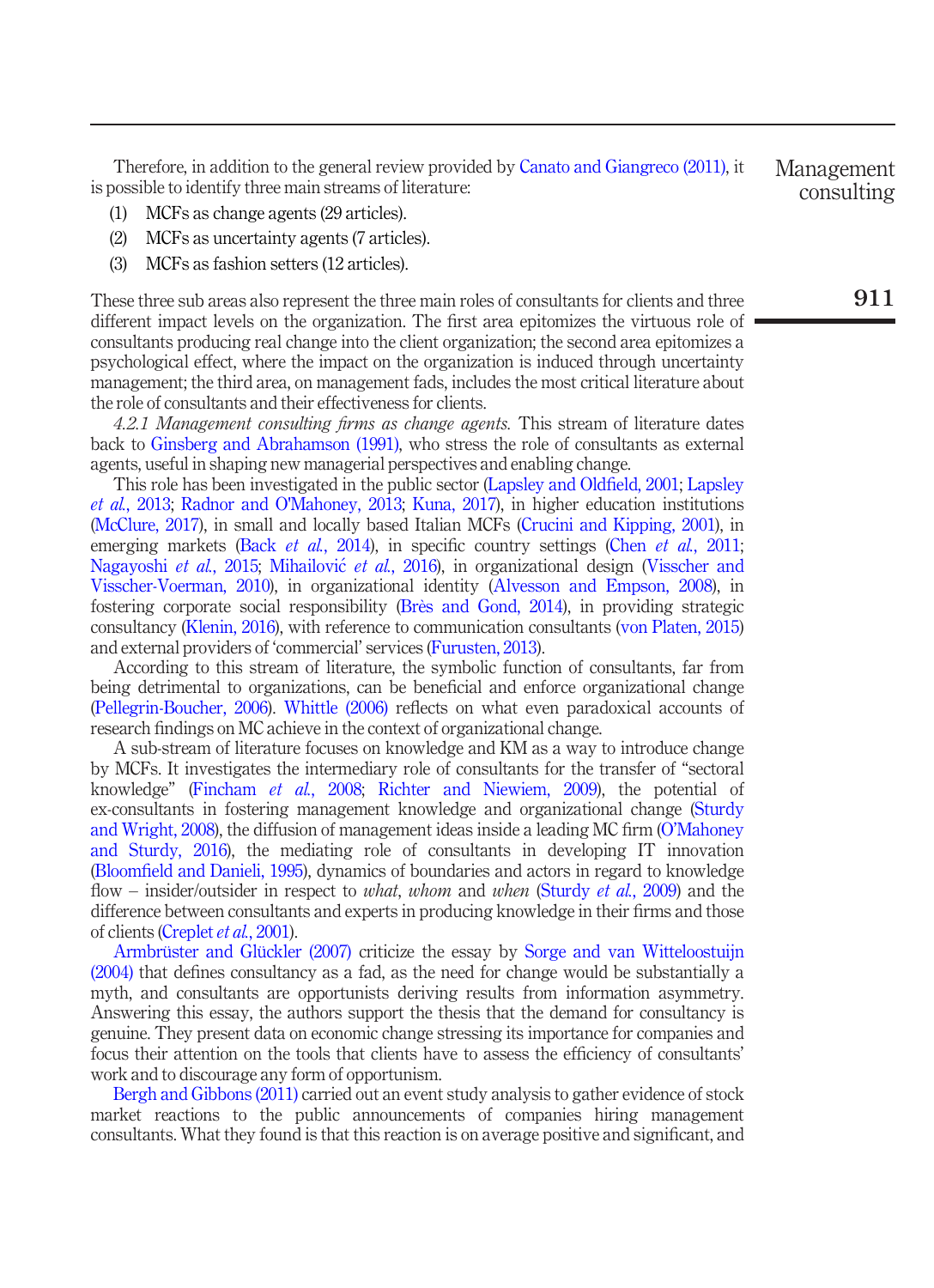Therefore, in addition to the general review provided by Canato and Giangreco (2011), it is possible to identify three main streams of literature:

1. MCFs as change agents (29 articles).
2. MCFs as uncertainty agents (7 articles).
3. MCFs as fashion setters (12 articles).

These three sub areas also represent the three main roles of consultants for clients and three different impact levels on the organization. The first area epitomizes the virtuous role of consultants producing real change into the client organization; the second area epitomizes a psychological effect, where the impact on the organization is induced through uncertainty management; the third area, on management fads, includes the most critical literature about the role of consultants and their effectiveness for clients.

*4.2.1 Management consulting firms as change agents.* This stream of literature dates back to Ginsberg and Abrahamson (1991), who stress the role of consultants as external agents, useful in shaping new managerial perspectives and enabling change.

This role has been investigated in the public sector (Lapsley and Oldfield, 2001; Lapsley *et al.*, 2013; Radnor and O'Mahoney, 2013; Kuna, 2017), in higher education institutions (McClure, 2017), in small and locally based Italian MCFs (Crucini and Kipping, 2001), in emerging markets (Back *et al.*, 2014), in specific country settings (Chen *et al.*, 2011; Nagayoshi *et al.*, 2015; Mihailović *et al.*, 2016), in organizational design (Visscher and Visscher-Voerman, 2010), in organizational identity (Alvesson and Empson, 2008), in fostering corporate social responsibility (Brès and Gond, 2014), in providing strategic consultancy (Klenin, 2016), with reference to communication consultants (von Platen, 2015) and external providers of 'commercial' services (Furusten, 2013).

According to this stream of literature, the symbolic function of consultants, far from being detrimental to organizations, can be beneficial and enforce organizational change (Pellegrin-Boucher, 2006). Whittle (2006) reflects on what even paradoxical accounts of research findings on MC achieve in the context of organizational change.

A sub-stream of literature focuses on knowledge and KM as a way to introduce change by MCFs. It investigates the intermediary role of consultants for the transfer of "sectoral knowledge" (Fincham *et al.*, 2008; Richter and Niewiem, 2009), the potential of ex-consultants in fostering management knowledge and organizational change (Sturdy and Wright, 2008), the diffusion of management ideas inside a leading MC firm (O'Mahoney and Sturdy, 2016), the mediating role of consultants in developing IT innovation (Bloomfield and Danieli, 1995), dynamics of boundaries and actors in regard to knowledge flow – insider/outsider in respect to *what*, *whom* and *when* (Sturdy *et al.*, 2009) and the difference between consultants and experts in producing knowledge in their firms and those of clients (Creplet *et al.*, 2001).

Armbrüster and Glückler (2007) criticize the essay by Sorge and van Witteloostuijn (2004) that defines consultancy as a fad, as the need for change would be substantially a myth, and consultants are opportunists deriving results from information asymmetry. Answering this essay, the authors support the thesis that the demand for consultancy is genuine. They present data on economic change stressing its importance for companies and focus their attention on the tools that clients have to assess the efficiency of consultants' work and to discourage any form of opportunism.

Bergh and Gibbons (2011) carried out an event study analysis to gather evidence of stock market reactions to the public announcements of companies hiring management consultants. What they found is that this reaction is on average positive and significant, and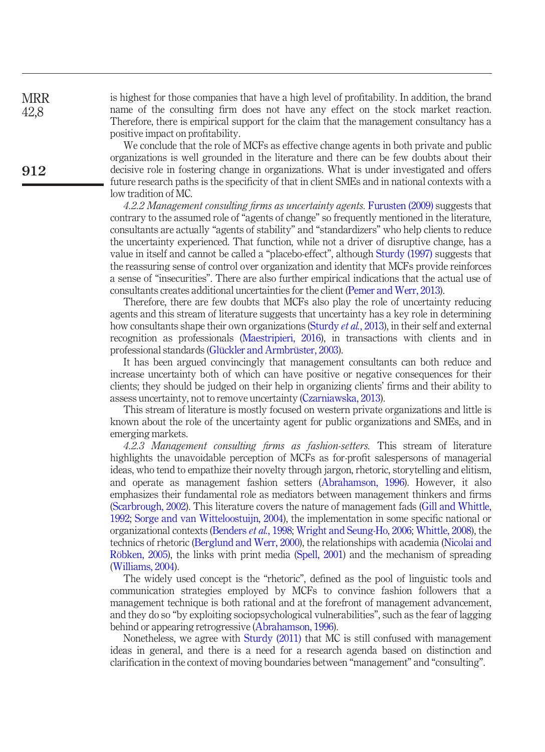is highest for those companies that have a high level of profitability. In addition, the brand name of the consulting firm does not have any effect on the stock market reaction. Therefore, there is empirical support for the claim that the management consultancy has a positive impact on profitability.

We conclude that the role of MCFs as effective change agents in both private and public organizations is well grounded in the literature and there can be few doubts about their decisive role in fostering change in organizations. What is under investigated and offers future research paths is the specificity of that in client SMEs and in national contexts with a low tradition of MC.

*4.2.2 Management consulting firms as uncertainty agents.* Furusten (2009) suggests that contrary to the assumed role of "agents of change" so frequently mentioned in the literature, consultants are actually "agents of stability" and "standardizers" who help clients to reduce the uncertainty experienced. That function, while not a driver of disruptive change, has a value in itself and cannot be called a "placebo-effect", although Sturdy (1997) suggests that the reassuring sense of control over organization and identity that MCFs provide reinforces a sense of "insecurities". There are also further empirical indications that the actual use of consultants creates additional uncertainties for the client (Pemer and Werr, 2013).

Therefore, there are few doubts that MCFs also play the role of uncertainty reducing agents and this stream of literature suggests that uncertainty has a key role in determining how consultants shape their own organizations (Sturdy *et al.*, 2013), in their self and external recognition as professionals (Maestripieri, 2016), in transactions with clients and in professional standards (Glückler and Armbrüster, 2003).

It has been argued convincingly that management consultants can both reduce and increase uncertainty both of which can have positive or negative consequences for their clients; they should be judged on their help in organizing clients' firms and their ability to assess uncertainty, not to remove uncertainty (Czarniawska, 2013).

This stream of literature is mostly focused on western private organizations and little is known about the role of the uncertainty agent for public organizations and SMEs, and in emerging markets.

*4.2.3 Management consulting firms as fashion-setters.* This stream of literature highlights the unavoidable perception of MCFs as for-profit salespersons of managerial ideas, who tend to empathize their novelty through jargon, rhetoric, storytelling and elitism, and operate as management fashion setters (Abrahamson, 1996). However, it also emphasizes their fundamental role as mediators between management thinkers and firms (Scarbrough, 2002). This literature covers the nature of management fads (Gill and Whittle, 1992; Sorge and van Witteloostuijn, 2004), the implementation in some specific national or organizational contexts (Benders *et al.*, 1998; Wright and Seung-Ho, 2006; Whittle, 2008), the technics of rhetoric (Berglund and Werr, 2000), the relationships with academia (Nicolai and Röbken, 2005), the links with print media (Spell, 2001) and the mechanism of spreading (Williams, 2004).

The widely used concept is the "rhetoric", defined as the pool of linguistic tools and communication strategies employed by MCFs to convince fashion followers that a management technique is both rational and at the forefront of management advancement, and they do so "by exploiting sociopsychological vulnerabilities", such as the fear of lagging behind or appearing retrogressive (Abrahamson, 1996).

Nonetheless, we agree with Sturdy (2011) that MC is still confused with management ideas in general, and there is a need for a research agenda based on distinction and clarification in the context of moving boundaries between "management" and "consulting".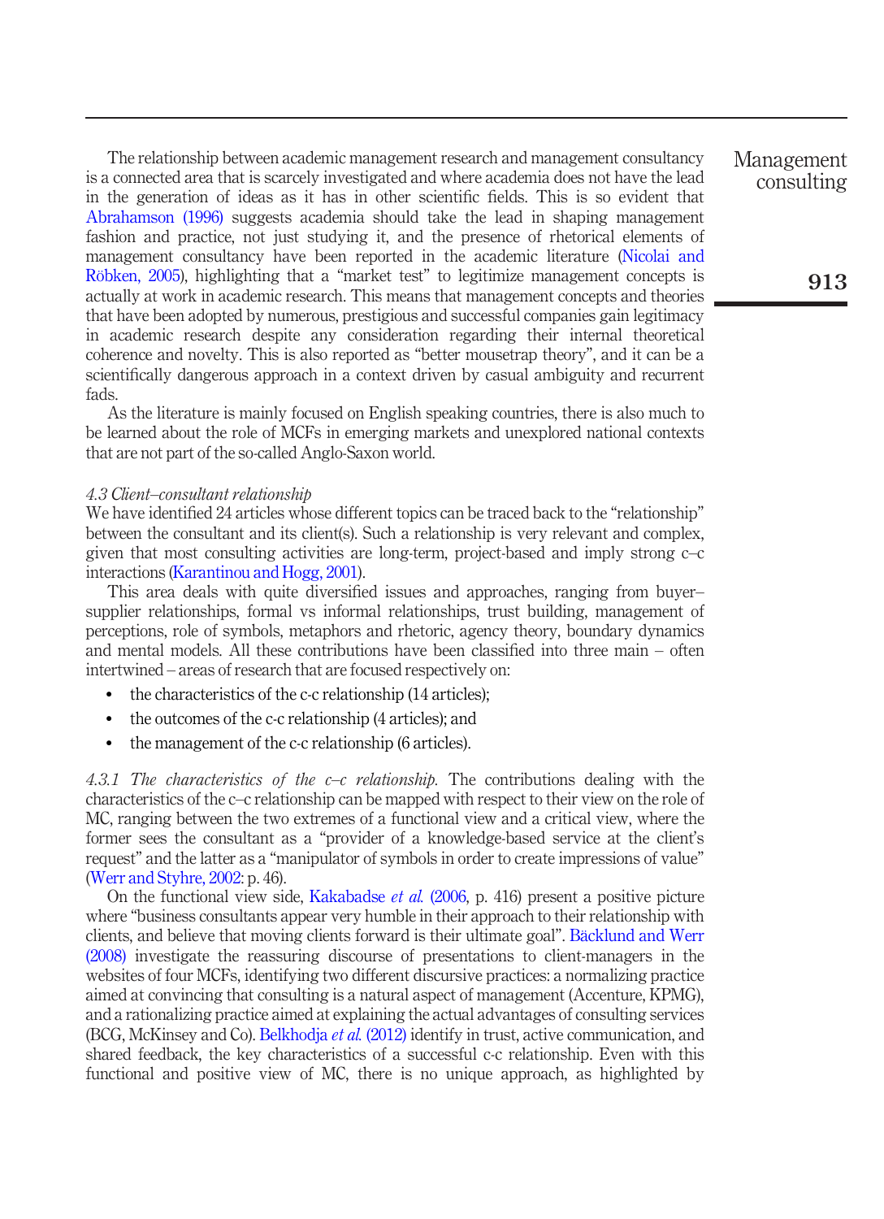The relationship between academic management research and management consultancy is a connected area that is scarcely investigated and where academia does not have the lead in the generation of ideas as it has in other scientific fields. This is so evident that Abrahamson (1996) suggests academia should take the lead in shaping management fashion and practice, not just studying it, and the presence of rhetorical elements of management consultancy have been reported in the academic literature (Nicolai and Röbken, 2005), highlighting that a "market test" to legitimize management concepts is actually at work in academic research. This means that management concepts and theories that have been adopted by numerous, prestigious and successful companies gain legitimacy in academic research despite any consideration regarding their internal theoretical coherence and novelty. This is also reported as "better mousetrap theory", and it can be a scientifically dangerous approach in a context driven by casual ambiguity and recurrent fads.

As the literature is mainly focused on English speaking countries, there is also much to be learned about the role of MCFs in emerging markets and unexplored national contexts that are not part of the so-called Anglo-Saxon world.

### *4.3 Client–consultant relationship*

We have identified 24 articles whose different topics can be traced back to the "relationship" between the consultant and its client(s). Such a relationship is very relevant and complex, given that most consulting activities are long-term, project-based and imply strong c–c interactions (Karantinou and Hogg, 2001).

This area deals with quite diversified issues and approaches, ranging from buyer–supplier relationships, formal vs informal relationships, trust building, management of perceptions, role of symbols, metaphors and rhetoric, agency theory, boundary dynamics and mental models. All these contributions have been classified into three main – often intertwined – areas of research that are focused respectively on:

- the characteristics of the c-c relationship (14 articles);
- the outcomes of the c-c relationship (4 articles); and
- the management of the c-c relationship (6 articles).

*4.3.1 The characteristics of the c–c relationship.* The contributions dealing with the characteristics of the c–c relationship can be mapped with respect to their view on the role of MC, ranging between the two extremes of a functional view and a critical view, where the former sees the consultant as a "provider of a knowledge-based service at the client's request" and the latter as a "manipulator of symbols in order to create impressions of value" (Werr and Styhre, 2002: p. 46).

On the functional view side, Kakabadse *et al.* (2006, p. 416) present a positive picture where "business consultants appear very humble in their approach to their relationship with clients, and believe that moving clients forward is their ultimate goal". Bäcklund and Werr (2008) investigate the reassuring discourse of presentations to client-managers in the websites of four MCFs, identifying two different discursive practices: a normalizing practice aimed at convincing that consulting is a natural aspect of management (Accenture, KPMG), and a rationalizing practice aimed at explaining the actual advantages of consulting services (BCG, McKinsey and Co). Belkhodja *et al.* (2012) identify in trust, active communication, and shared feedback, the key characteristics of a successful c-c relationship. Even with this functional and positive view of MC, there is no unique approach, as highlighted by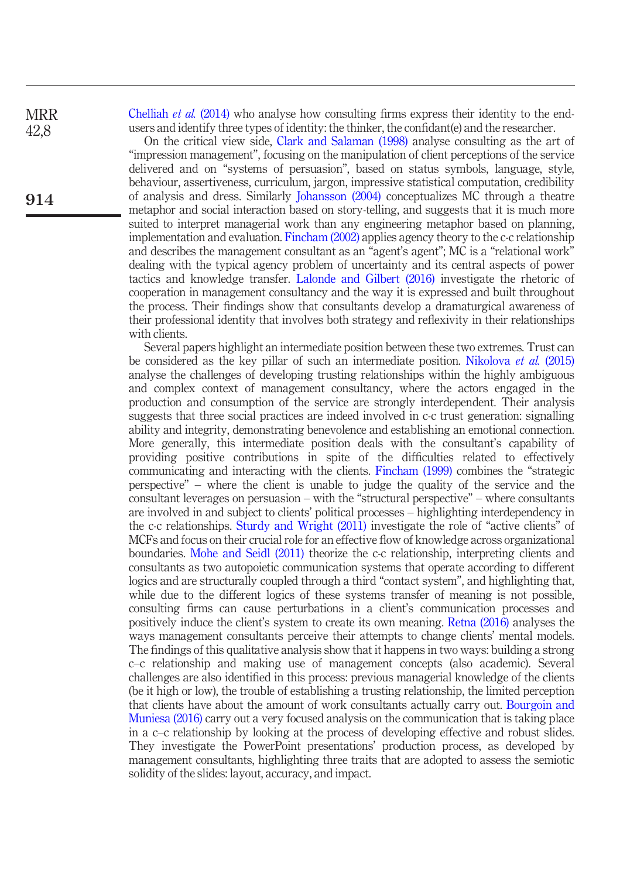Chelliah *et al.* (2014) who analyse how consulting firms express their identity to the end-users and identify three types of identity: the thinker, the confidant(e) and the researcher.

On the critical view side, Clark and Salaman (1998) analyse consulting as the art of "impression management", focusing on the manipulation of client perceptions of the service delivered and on "systems of persuasion", based on status symbols, language, style, behaviour, assertiveness, curriculum, jargon, impressive statistical computation, credibility of analysis and dress. Similarly Johansson (2004) conceptualizes MC through a theatre metaphor and social interaction based on story-telling, and suggests that it is much more suited to interpret managerial work than any engineering metaphor based on planning, implementation and evaluation. Fincham (2002) applies agency theory to the c-c relationship and describes the management consultant as an "agent's agent"; MC is a "relational work" dealing with the typical agency problem of uncertainty and its central aspects of power tactics and knowledge transfer. Lalonde and Gilbert (2016) investigate the rhetoric of cooperation in management consultancy and the way it is expressed and built throughout the process. Their findings show that consultants develop a dramaturgical awareness of their professional identity that involves both strategy and reflexivity in their relationships with clients.

Several papers highlight an intermediate position between these two extremes. Trust can be considered as the key pillar of such an intermediate position. Nikolova *et al.* (2015) analyse the challenges of developing trusting relationships within the highly ambiguous and complex context of management consultancy, where the actors engaged in the production and consumption of the service are strongly interdependent. Their analysis suggests that three social practices are indeed involved in c-c trust generation: signalling ability and integrity, demonstrating benevolence and establishing an emotional connection. More generally, this intermediate position deals with the consultant's capability of providing positive contributions in spite of the difficulties related to effectively communicating and interacting with the clients. Fincham (1999) combines the "strategic perspective" – where the client is unable to judge the quality of the service and the consultant leverages on persuasion – with the "structural perspective" – where consultants are involved in and subject to clients' political processes – highlighting interdependency in the c-c relationships. Sturdy and Wright (2011) investigate the role of "active clients" of MCFs and focus on their crucial role for an effective flow of knowledge across organizational boundaries. Mohe and Seidl (2011) theorize the c-c relationship, interpreting clients and consultants as two autopoietic communication systems that operate according to different logics and are structurally coupled through a third "contact system", and highlighting that, while due to the different logics of these systems transfer of meaning is not possible, consulting firms can cause perturbations in a client's communication processes and positively induce the client's system to create its own meaning. Retna (2016) analyses the ways management consultants perceive their attempts to change clients' mental models. The findings of this qualitative analysis show that it happens in two ways: building a strong c–c relationship and making use of management concepts (also academic). Several challenges are also identified in this process: previous managerial knowledge of the clients (be it high or low), the trouble of establishing a trusting relationship, the limited perception that clients have about the amount of work consultants actually carry out. Bourgoin and Muniesa (2016) carry out a very focused analysis on the communication that is taking place in a c–c relationship by looking at the process of developing effective and robust slides. They investigate the PowerPoint presentations' production process, as developed by management consultants, highlighting three traits that are adopted to assess the semiotic solidity of the slides: layout, accuracy, and impact.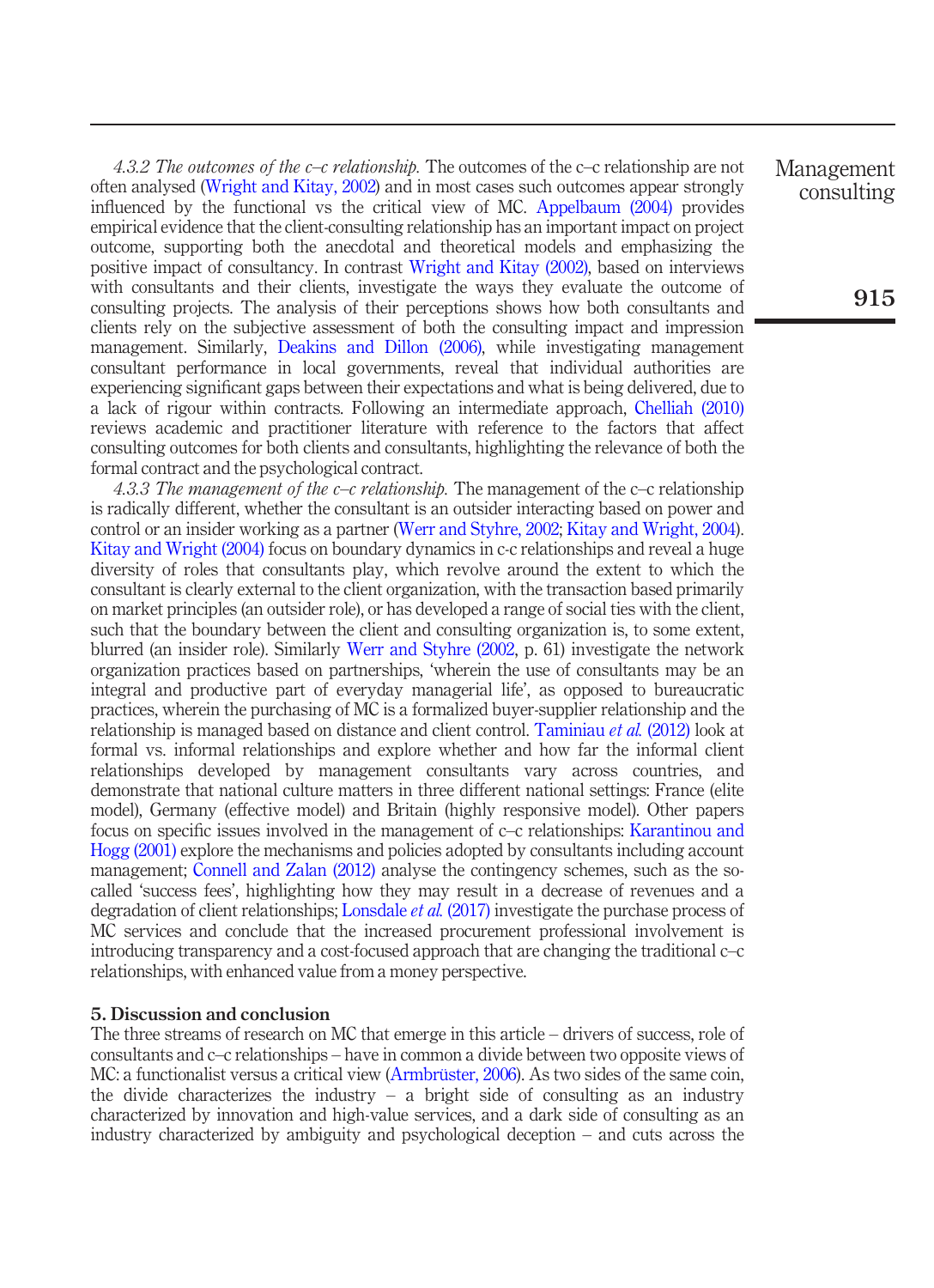*4.3.2 The outcomes of the c–c relationship.* The outcomes of the c–c relationship are not often analysed (Wright and Kitay, 2002) and in most cases such outcomes appear strongly influenced by the functional vs the critical view of MC. Appelbaum (2004) provides empirical evidence that the client-consulting relationship has an important impact on project outcome, supporting both the anecdotal and theoretical models and emphasizing the positive impact of consultancy. In contrast Wright and Kitay (2002), based on interviews with consultants and their clients, investigate the ways they evaluate the outcome of consulting projects. The analysis of their perceptions shows how both consultants and clients rely on the subjective assessment of both the consulting impact and impression management. Similarly, Deakins and Dillon (2006), while investigating management consultant performance in local governments, reveal that individual authorities are experiencing significant gaps between their expectations and what is being delivered, due to a lack of rigour within contracts. Following an intermediate approach, Chelliah (2010) reviews academic and practitioner literature with reference to the factors that affect consulting outcomes for both clients and consultants, highlighting the relevance of both the formal contract and the psychological contract.

*4.3.3 The management of the c–c relationship.* The management of the c–c relationship is radically different, whether the consultant is an outsider interacting based on power and control or an insider working as a partner (Werr and Styhre, 2002; Kitay and Wright, 2004). Kitay and Wright (2004) focus on boundary dynamics in c-c relationships and reveal a huge diversity of roles that consultants play, which revolve around the extent to which the consultant is clearly external to the client organization, with the transaction based primarily on market principles (an outsider role), or has developed a range of social ties with the client, such that the boundary between the client and consulting organization is, to some extent, blurred (an insider role). Similarly Werr and Styhre (2002, p. 61) investigate the network organization practices based on partnerships, 'wherein the use of consultants may be an integral and productive part of everyday managerial life', as opposed to bureaucratic practices, wherein the purchasing of MC is a formalized buyer-supplier relationship and the relationship is managed based on distance and client control. Taminiau *et al.* (2012) look at formal vs. informal relationships and explore whether and how far the informal client relationships developed by management consultants vary across countries, and demonstrate that national culture matters in three different national settings: France (elite model), Germany (effective model) and Britain (highly responsive model). Other papers focus on specific issues involved in the management of c–c relationships: Karantinou and Hogg (2001) explore the mechanisms and policies adopted by consultants including account management; Connell and Zalan (2012) analyse the contingency schemes, such as the so-called 'success fees', highlighting how they may result in a decrease of revenues and a degradation of client relationships; Lonsdale *et al.* (2017) investigate the purchase process of MC services and conclude that the increased procurement professional involvement is introducing transparency and a cost-focused approach that are changing the traditional c–c relationships, with enhanced value from a money perspective.

## 5. Discussion and conclusion

The three streams of research on MC that emerge in this article – drivers of success, role of consultants and c–c relationships – have in common a divide between two opposite views of MC: a functionalist versus a critical view (Armbrüster, 2006). As two sides of the same coin, the divide characterizes the industry – a bright side of consulting as an industry characterized by innovation and high-value services, and a dark side of consulting as an industry characterized by ambiguity and psychological deception – and cuts across the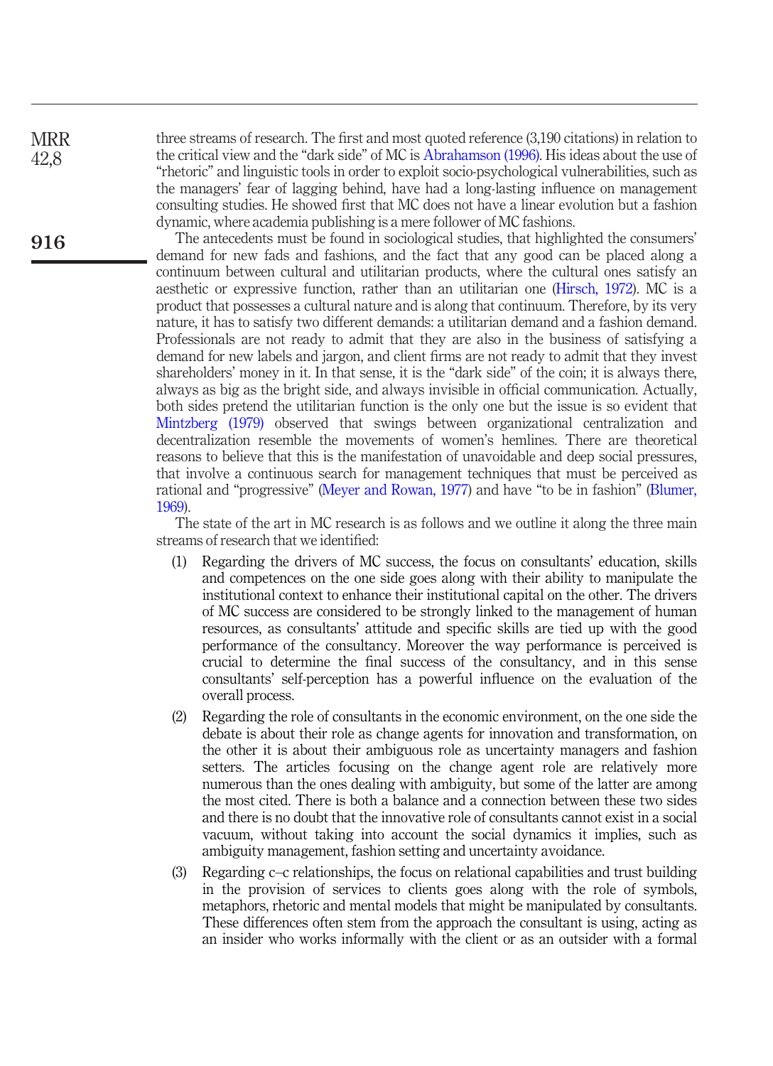three streams of research. The first and most quoted reference (3,190 citations) in relation to the critical view and the "dark side" of MC is Abrahamson (1996). His ideas about the use of "rhetoric" and linguistic tools in order to exploit socio-psychological vulnerabilities, such as the managers' fear of lagging behind, have had a long-lasting influence on management consulting studies. He showed first that MC does not have a linear evolution but a fashion dynamic, where academia publishing is a mere follower of MC fashions.

The antecedents must be found in sociological studies, that highlighted the consumers' demand for new fads and fashions, and the fact that any good can be placed along a continuum between cultural and utilitarian products, where the cultural ones satisfy an aesthetic or expressive function, rather than an utilitarian one (Hirsch, 1972). MC is a product that possesses a cultural nature and is along that continuum. Therefore, by its very nature, it has to satisfy two different demands: a utilitarian demand and a fashion demand. Professionals are not ready to admit that they are also in the business of satisfying a demand for new labels and jargon, and client firms are not ready to admit that they invest shareholders' money in it. In that sense, it is the "dark side" of the coin; it is always there, always as big as the bright side, and always invisible in official communication. Actually, both sides pretend the utilitarian function is the only one but the issue is so evident that Mintzberg (1979) observed that swings between organizational centralization and decentralization resemble the movements of women's hemlines. There are theoretical reasons to believe that this is the manifestation of unavoidable and deep social pressures, that involve a continuous search for management techniques that must be perceived as rational and "progressive" (Meyer and Rowan, 1977) and have "to be in fashion" (Blumer, 1969).

The state of the art in MC research is as follows and we outline it along the three main streams of research that we identified:

1. Regarding the drivers of MC success, the focus on consultants' education, skills and competences on the one side goes along with their ability to manipulate the institutional context to enhance their institutional capital on the other. The drivers of MC success are considered to be strongly linked to the management of human resources, as consultants' attitude and specific skills are tied up with the good performance of the consultancy. Moreover the way performance is perceived is crucial to determine the final success of the consultancy, and in this sense consultants' self-perception has a powerful influence on the evaluation of the overall process.

2. Regarding the role of consultants in the economic environment, on the one side the debate is about their role as change agents for innovation and transformation, on the other it is about their ambiguous role as uncertainty managers and fashion setters. The articles focusing on the change agent role are relatively more numerous than the ones dealing with ambiguity, but some of the latter are among the most cited. There is both a balance and a connection between these two sides and there is no doubt that the innovative role of consultants cannot exist in a social vacuum, without taking into account the social dynamics it implies, such as ambiguity management, fashion setting and uncertainty avoidance.

3. Regarding c–c relationships, the focus on relational capabilities and trust building in the provision of services to clients goes along with the role of symbols, metaphors, rhetoric and mental models that might be manipulated by consultants. These differences often stem from the approach the consultant is using, acting as an insider who works informally with the client or as an outsider with a formal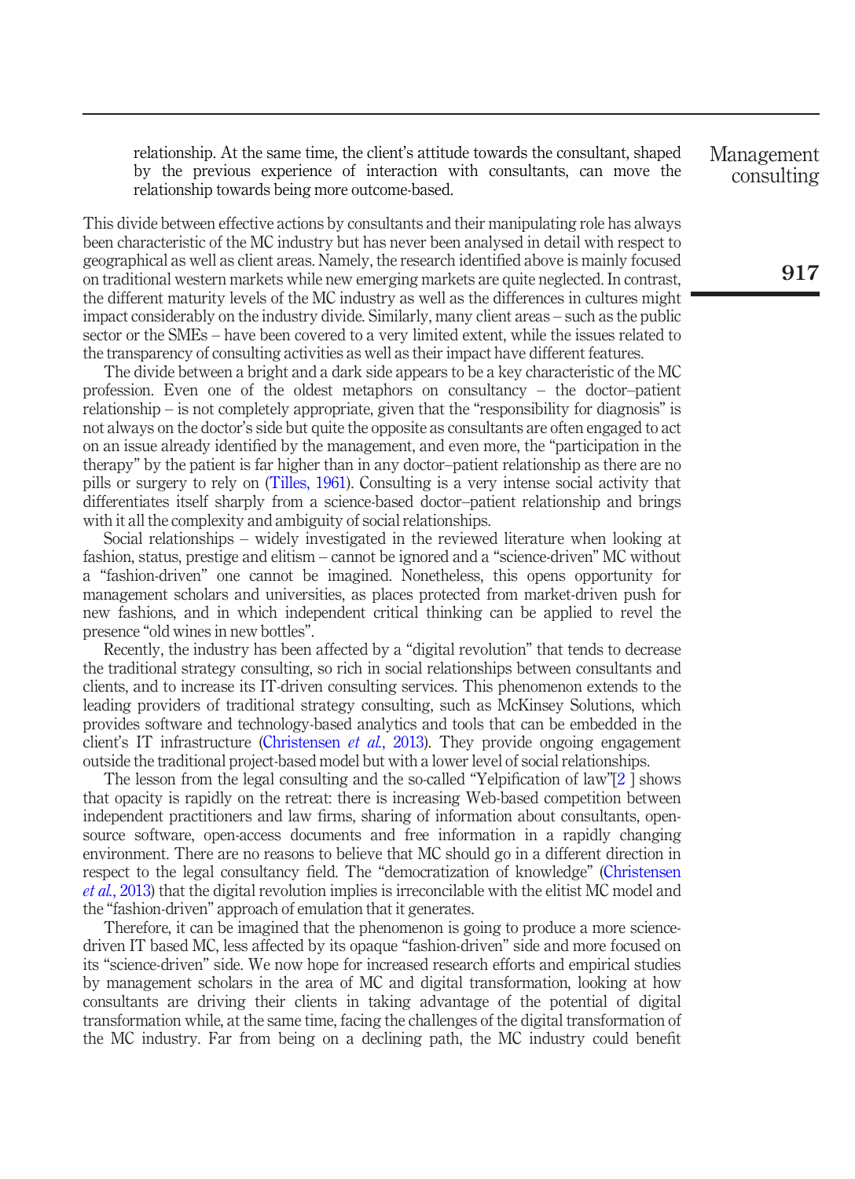relationship. At the same time, the client's attitude towards the consultant, shaped by the previous experience of interaction with consultants, can move the relationship towards being more outcome-based.

This divide between effective actions by consultants and their manipulating role has always been characteristic of the MC industry but has never been analysed in detail with respect to geographical as well as client areas. Namely, the research identified above is mainly focused on traditional western markets while new emerging markets are quite neglected. In contrast, the different maturity levels of the MC industry as well as the differences in cultures might impact considerably on the industry divide. Similarly, many client areas – such as the public sector or the SMEs – have been covered to a very limited extent, while the issues related to the transparency of consulting activities as well as their impact have different features.

The divide between a bright and a dark side appears to be a key characteristic of the MC profession. Even one of the oldest metaphors on consultancy – the doctor–patient relationship – is not completely appropriate, given that the "responsibility for diagnosis" is not always on the doctor's side but quite the opposite as consultants are often engaged to act on an issue already identified by the management, and even more, the "participation in the therapy" by the patient is far higher than in any doctor–patient relationship as there are no pills or surgery to rely on (Tilles, 1961). Consulting is a very intense social activity that differentiates itself sharply from a science-based doctor–patient relationship and brings with it all the complexity and ambiguity of social relationships.

Social relationships – widely investigated in the reviewed literature when looking at fashion, status, prestige and elitism – cannot be ignored and a "science-driven" MC without a "fashion-driven" one cannot be imagined. Nonetheless, this opens opportunity for management scholars and universities, as places protected from market-driven push for new fashions, and in which independent critical thinking can be applied to revel the presence "old wines in new bottles".

Recently, the industry has been affected by a "digital revolution" that tends to decrease the traditional strategy consulting, so rich in social relationships between consultants and clients, and to increase its IT-driven consulting services. This phenomenon extends to the leading providers of traditional strategy consulting, such as McKinsey Solutions, which provides software and technology-based analytics and tools that can be embedded in the client's IT infrastructure (Christensen *et al.*, 2013). They provide ongoing engagement outside the traditional project-based model but with a lower level of social relationships.

The lesson from the legal consulting and the so-called "Yelpification of law"[2] shows that opacity is rapidly on the retreat: there is increasing Web-based competition between independent practitioners and law firms, sharing of information about consultants, open-source software, open-access documents and free information in a rapidly changing environment. There are no reasons to believe that MC should go in a different direction in respect to the legal consultancy field. The "democratization of knowledge" (Christensen *et al.*, 2013) that the digital revolution implies is irreconcilable with the elitist MC model and the "fashion-driven" approach of emulation that it generates.

Therefore, it can be imagined that the phenomenon is going to produce a more science-driven IT based MC, less affected by its opaque "fashion-driven" side and more focused on its "science-driven" side. We now hope for increased research efforts and empirical studies by management scholars in the area of MC and digital transformation, looking at how consultants are driving their clients in taking advantage of the potential of digital transformation while, at the same time, facing the challenges of the digital transformation of the MC industry. Far from being on a declining path, the MC industry could benefit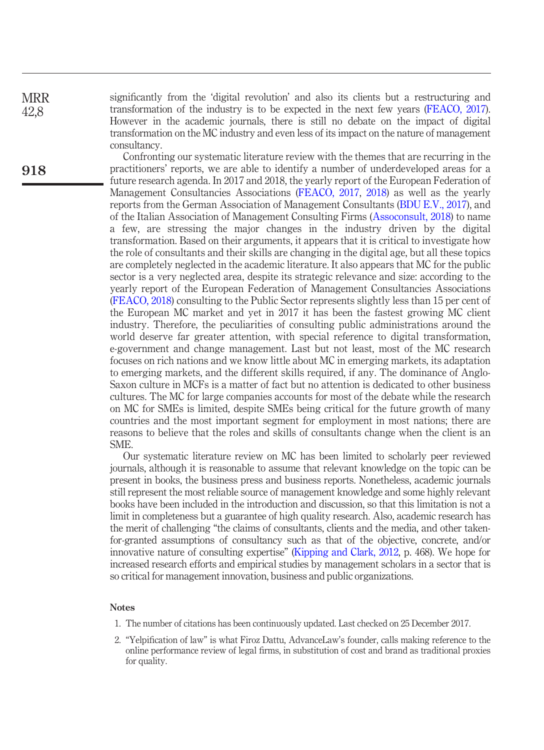significantly from the 'digital revolution' and also its clients but a restructuring and transformation of the industry is to be expected in the next few years (FEACO, 2017). However in the academic journals, there is still no debate on the impact of digital transformation on the MC industry and even less of its impact on the nature of management consultancy.

Confronting our systematic literature review with the themes that are recurring in the practitioners' reports, we are able to identify a number of underdeveloped areas for a future research agenda. In 2017 and 2018, the yearly report of the European Federation of Management Consultancies Associations (FEACO, 2017, 2018) as well as the yearly reports from the German Association of Management Consultants (BDU E.V., 2017), and of the Italian Association of Management Consulting Firms (Assoconsult, 2018) to name a few, are stressing the major changes in the industry driven by the digital transformation. Based on their arguments, it appears that it is critical to investigate how the role of consultants and their skills are changing in the digital age, but all these topics are completely neglected in the academic literature. It also appears that MC for the public sector is a very neglected area, despite its strategic relevance and size: according to the yearly report of the European Federation of Management Consultancies Associations (FEACO, 2018) consulting to the Public Sector represents slightly less than 15 per cent of the European MC market and yet in 2017 it has been the fastest growing MC client industry. Therefore, the peculiarities of consulting public administrations around the world deserve far greater attention, with special reference to digital transformation, e-government and change management. Last but not least, most of the MC research focuses on rich nations and we know little about MC in emerging markets, its adaptation to emerging markets, and the different skills required, if any. The dominance of Anglo-Saxon culture in MCFs is a matter of fact but no attention is dedicated to other business cultures. The MC for large companies accounts for most of the debate while the research on MC for SMEs is limited, despite SMEs being critical for the future growth of many countries and the most important segment for employment in most nations; there are reasons to believe that the roles and skills of consultants change when the client is an SME.

Our systematic literature review on MC has been limited to scholarly peer reviewed journals, although it is reasonable to assume that relevant knowledge on the topic can be present in books, the business press and business reports. Nonetheless, academic journals still represent the most reliable source of management knowledge and some highly relevant books have been included in the introduction and discussion, so that this limitation is not a limit in completeness but a guarantee of high quality research. Also, academic research has the merit of challenging "the claims of consultants, clients and the media, and other taken-for-granted assumptions of consultancy such as that of the objective, concrete, and/or innovative nature of consulting expertise" (Kipping and Clark, 2012, p. 468). We hope for increased research efforts and empirical studies by management scholars in a sector that is so critical for management innovation, business and public organizations.

## Notes

1. The number of citations has been continuously updated. Last checked on 25 December 2017.
2. "Yelpification of law" is what Firoz Dattu, AdvanceLaw's founder, calls making reference to the online performance review of legal firms, in substitution of cost and brand as traditional proxies for quality.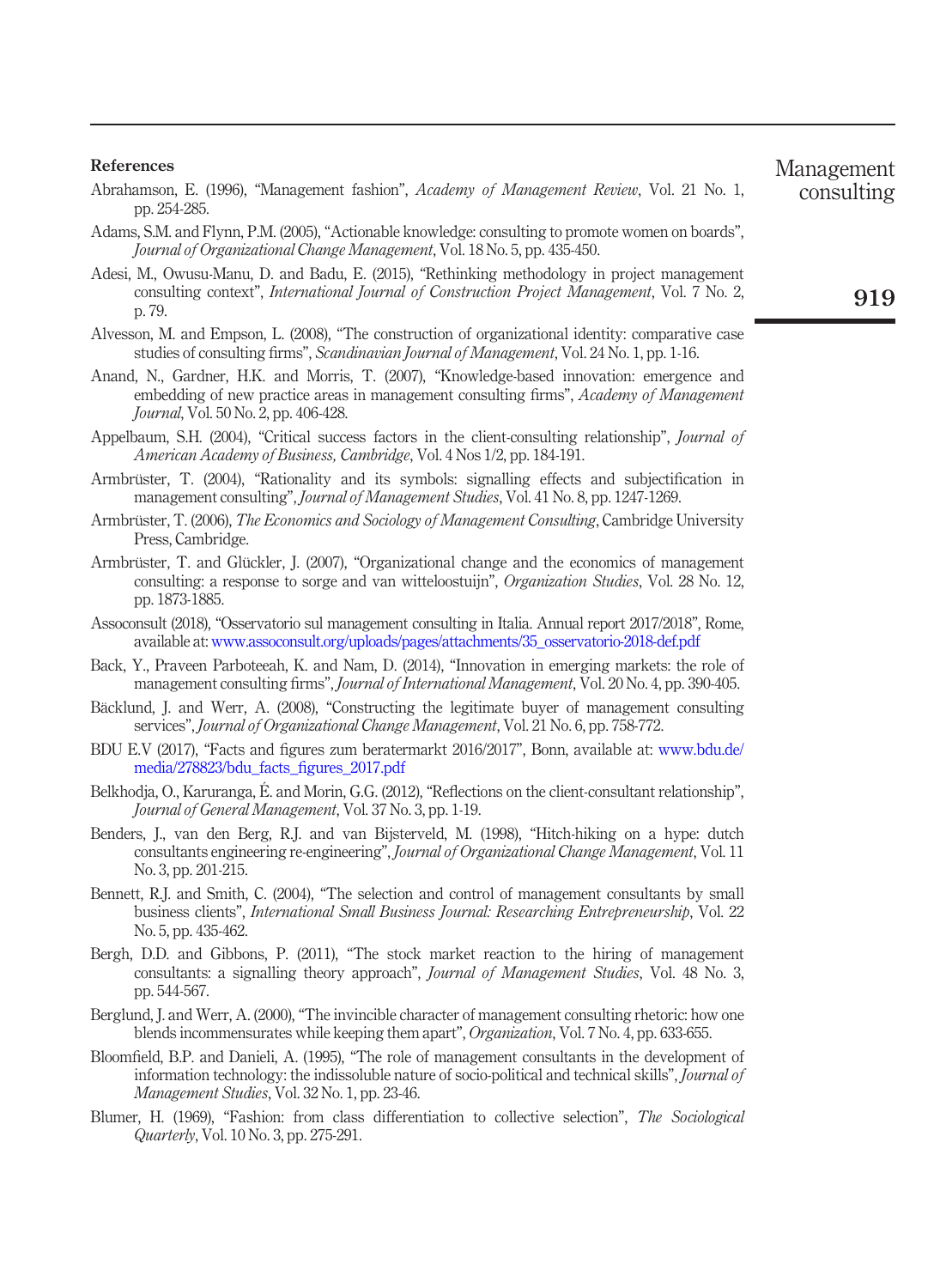## References

Abrahamson, E. (1996), "Management fashion", *Academy of Management Review*, Vol. 21 No. 1, pp. 254-285.

Adams, S.M. and Flynn, P.M. (2005), "Actionable knowledge: consulting to promote women on boards", *Journal of Organizational Change Management*, Vol. 18 No. 5, pp. 435-450.

Adesi, M., Owusu-Manu, D. and Badu, E. (2015), "Rethinking methodology in project management consulting context", *International Journal of Construction Project Management*, Vol. 7 No. 2, p. 79.

Alvesson, M. and Empson, L. (2008), "The construction of organizational identity: comparative case studies of consulting firms", *Scandinavian Journal of Management*, Vol. 24 No. 1, pp. 1-16.

Anand, N., Gardner, H.K. and Morris, T. (2007), "Knowledge-based innovation: emergence and embedding of new practice areas in management consulting firms", *Academy of Management Journal*, Vol. 50 No. 2, pp. 406-428.

Appelbaum, S.H. (2004), "Critical success factors in the client-consulting relationship", *Journal of American Academy of Business, Cambridge*, Vol. 4 Nos 1/2, pp. 184-191.

Armbrüster, T. (2004), "Rationality and its symbols: signalling effects and subjectification in management consulting", *Journal of Management Studies*, Vol. 41 No. 8, pp. 1247-1269.

Armbrüster, T. (2006), *The Economics and Sociology of Management Consulting*, Cambridge University Press, Cambridge.

Armbrüster, T. and Glückler, J. (2007), "Organizational change and the economics of management consulting: a response to sorge and van witteloostuijn", *Organization Studies*, Vol. 28 No. 12, pp. 1873-1885.

Assoconsult (2018), "Osservatorio sul management consulting in Italia. Annual report 2017/2018", Rome, available at: www.assoconsult.org/uploads/pages/attachments/35_osservatorio-2018-def.pdf

Back, Y., Praveen Parboteeah, K. and Nam, D. (2014), "Innovation in emerging markets: the role of management consulting firms", *Journal of International Management*, Vol. 20 No. 4, pp. 390-405.

Bäcklund, J. and Werr, A. (2008), "Constructing the legitimate buyer of management consulting services", *Journal of Organizational Change Management*, Vol. 21 No. 6, pp. 758-772.

BDU E.V (2017), "Facts and figures zum beratermarkt 2016/2017", Bonn, available at: www.bdu.de/media/278823/bdu_facts_figures_2017.pdf

Belkhodja, O., Karuranga, É. and Morin, G.G. (2012), "Reflections on the client-consultant relationship", *Journal of General Management*, Vol. 37 No. 3, pp. 1-19.

Benders, J., van den Berg, R.J. and van Bijsterveld, M. (1998), "Hitch-hiking on a hype: dutch consultants engineering re-engineering", *Journal of Organizational Change Management*, Vol. 11 No. 3, pp. 201-215.

Bennett, R.J. and Smith, C. (2004), "The selection and control of management consultants by small business clients", *International Small Business Journal: Researching Entrepreneurship*, Vol. 22 No. 5, pp. 435-462.

Bergh, D.D. and Gibbons, P. (2011), "The stock market reaction to the hiring of management consultants: a signalling theory approach", *Journal of Management Studies*, Vol. 48 No. 3, pp. 544-567.

Berglund, J. and Werr, A. (2000), "The invincible character of management consulting rhetoric: how one blends incommensurates while keeping them apart", *Organization*, Vol. 7 No. 4, pp. 633-655.

Bloomfield, B.P. and Danieli, A. (1995), "The role of management consultants in the development of information technology: the indissoluble nature of socio-political and technical skills", *Journal of Management Studies*, Vol. 32 No. 1, pp. 23-46.

Blumer, H. (1969), "Fashion: from class differentiation to collective selection", *The Sociological Quarterly*, Vol. 10 No. 3, pp. 275-291.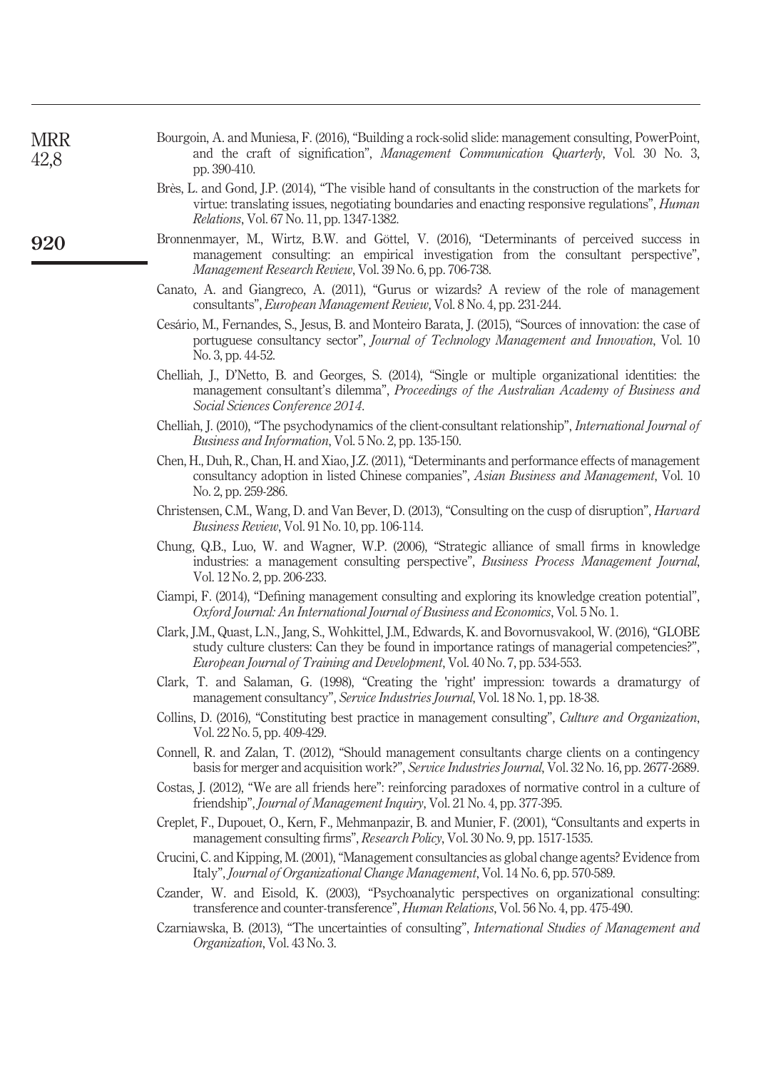Bourgoin, A. and Muniesa, F. (2016), "Building a rock-solid slide: management consulting, PowerPoint, and the craft of signification", *Management Communication Quarterly*, Vol. 30 No. 3, pp. 390-410.

Brès, L. and Gond, J.P. (2014), "The visible hand of consultants in the construction of the markets for virtue: translating issues, negotiating boundaries and enacting responsive regulations", *Human Relations*, Vol. 67 No. 11, pp. 1347-1382.

Bronnenmayer, M., Wirtz, B.W. and Göttel, V. (2016), "Determinants of perceived success in management consulting: an empirical investigation from the consultant perspective", *Management Research Review*, Vol. 39 No. 6, pp. 706-738.

Canato, A. and Giangreco, A. (2011), "Gurus or wizards? A review of the role of management consultants", *European Management Review*, Vol. 8 No. 4, pp. 231-244.

Cesário, M., Fernandes, S., Jesus, B. and Monteiro Barata, J. (2015), "Sources of innovation: the case of portuguese consultancy sector", *Journal of Technology Management and Innovation*, Vol. 10 No. 3, pp. 44-52.

Chelliah, J., D'Netto, B. and Georges, S. (2014), "Single or multiple organizational identities: the management consultant's dilemma", *Proceedings of the Australian Academy of Business and Social Sciences Conference 2014*.

Chelliah, J. (2010), "The psychodynamics of the client-consultant relationship", *International Journal of Business and Information*, Vol. 5 No. 2, pp. 135-150.

Chen, H., Duh, R., Chan, H. and Xiao, J.Z. (2011), "Determinants and performance effects of management consultancy adoption in listed Chinese companies", *Asian Business and Management*, Vol. 10 No. 2, pp. 259-286.

Christensen, C.M., Wang, D. and Van Bever, D. (2013), "Consulting on the cusp of disruption", *Harvard Business Review*, Vol. 91 No. 10, pp. 106-114.

Chung, Q.B., Luo, W. and Wagner, W.P. (2006), "Strategic alliance of small firms in knowledge industries: a management consulting perspective", *Business Process Management Journal*, Vol. 12 No. 2, pp. 206-233.

Ciampi, F. (2014), "Defining management consulting and exploring its knowledge creation potential", *Oxford Journal: An International Journal of Business and Economics*, Vol. 5 No. 1.

Clark, J.M., Quast, L.N., Jang, S., Wohkittel, J.M., Edwards, K. and Bovornusvakool, W. (2016), "GLOBE study culture clusters: Can they be found in importance ratings of managerial competencies?", *European Journal of Training and Development*, Vol. 40 No. 7, pp. 534-553.

Clark, T. and Salaman, G. (1998), "Creating the 'right' impression: towards a dramaturgy of management consultancy", *Service Industries Journal*, Vol. 18 No. 1, pp. 18-38.

Collins, D. (2016), "Constituting best practice in management consulting", *Culture and Organization*, Vol. 22 No. 5, pp. 409-429.

Connell, R. and Zalan, T. (2012), "Should management consultants charge clients on a contingency basis for merger and acquisition work?", *Service Industries Journal*, Vol. 32 No. 16, pp. 2677-2689.

Costas, J. (2012), "We are all friends here": reinforcing paradoxes of normative control in a culture of friendship", *Journal of Management Inquiry*, Vol. 21 No. 4, pp. 377-395.

Creplet, F., Dupouet, O., Kern, F., Mehmanpazir, B. and Munier, F. (2001), "Consultants and experts in management consulting firms", *Research Policy*, Vol. 30 No. 9, pp. 1517-1535.

Crucini, C. and Kipping, M. (2001), "Management consultancies as global change agents? Evidence from Italy", *Journal of Organizational Change Management*, Vol. 14 No. 6, pp. 570-589.

Czander, W. and Eisold, K. (2003), "Psychoanalytic perspectives on organizational consulting: transference and counter-transference", *Human Relations*, Vol. 56 No. 4, pp. 475-490.

Czarniawska, B. (2013), "The uncertainties of consulting", *International Studies of Management and Organization*, Vol. 43 No. 3.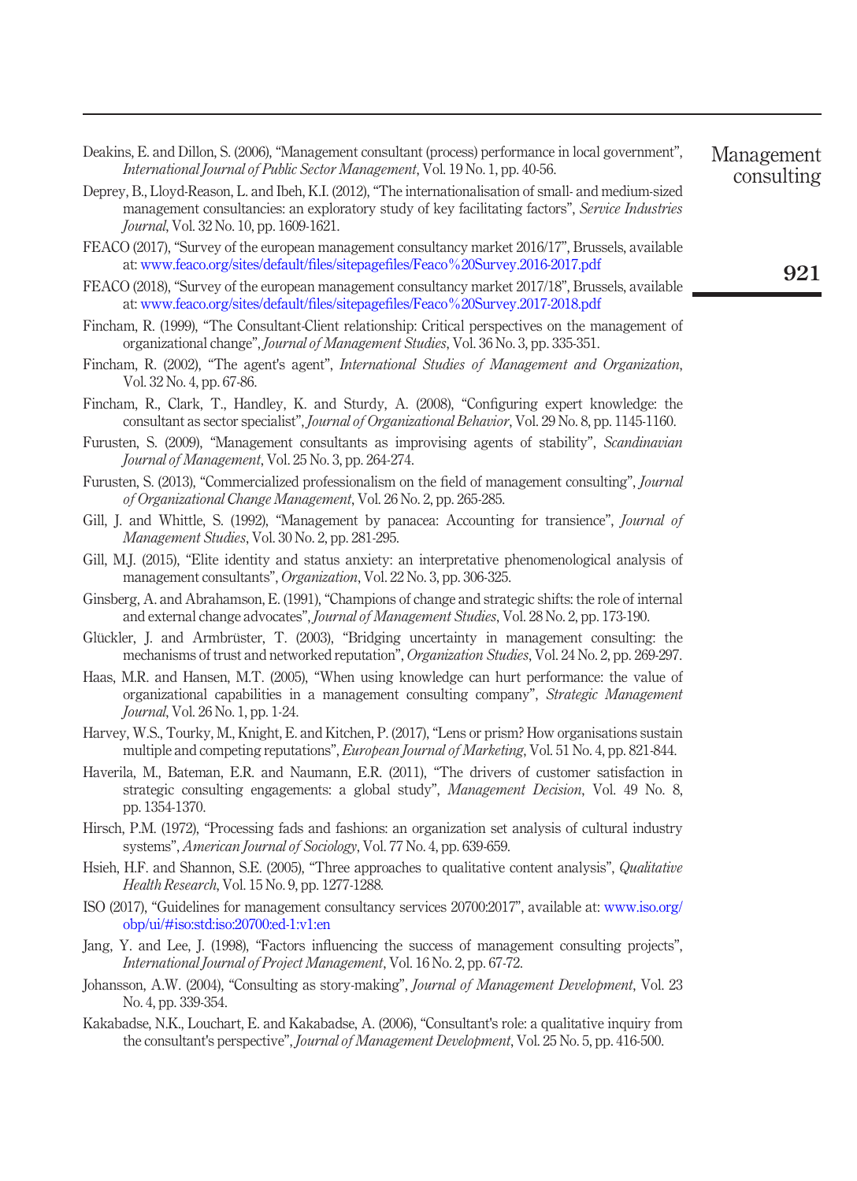Deakins, E. and Dillon, S. (2006), “Management consultant (process) performance in local government”, *International Journal of Public Sector Management*, Vol. 19 No. 1, pp. 40-56.

Deprey, B., Lloyd-Reason, L. and Ibeh, K.I. (2012), “The internationalisation of small- and medium-sized management consultancies: an exploratory study of key facilitating factors”, *Service Industries Journal*, Vol. 32 No. 10, pp. 1609-1621.

FEACO (2017), “Survey of the european management consultancy market 2016/17”, Brussels, available at: www.feaco.org/sites/default/files/sitepagefiles/Feaco%20Survey.2016-2017.pdf

FEACO (2018), “Survey of the european management consultancy market 2017/18”, Brussels, available at: www.feaco.org/sites/default/files/sitepagefiles/Feaco%20Survey.2017-2018.pdf

Fincham, R. (1999), “The Consultant-Client relationship: Critical perspectives on the management of organizational change”, *Journal of Management Studies*, Vol. 36 No. 3, pp. 335-351.

Fincham, R. (2002), “The agent's agent”, *International Studies of Management and Organization*, Vol. 32 No. 4, pp. 67-86.

Fincham, R., Clark, T., Handley, K. and Sturdy, A. (2008), “Configuring expert knowledge: the consultant as sector specialist”, *Journal of Organizational Behavior*, Vol. 29 No. 8, pp. 1145-1160.

Furusten, S. (2009), “Management consultants as improvising agents of stability”, *Scandinavian Journal of Management*, Vol. 25 No. 3, pp. 264-274.

Furusten, S. (2013), “Commercialized professionalism on the field of management consulting”, *Journal of Organizational Change Management*, Vol. 26 No. 2, pp. 265-285.

Gill, J. and Whittle, S. (1992), “Management by panacea: Accounting for transience”, *Journal of Management Studies*, Vol. 30 No. 2, pp. 281-295.

Gill, M.J. (2015), “Elite identity and status anxiety: an interpretative phenomenological analysis of management consultants”, *Organization*, Vol. 22 No. 3, pp. 306-325.

Ginsberg, A. and Abrahamson, E. (1991), “Champions of change and strategic shifts: the role of internal and external change advocates”, *Journal of Management Studies*, Vol. 28 No. 2, pp. 173-190.

Glückler, J. and Armbrüster, T. (2003), “Bridging uncertainty in management consulting: the mechanisms of trust and networked reputation”, *Organization Studies*, Vol. 24 No. 2, pp. 269-297.

Haas, M.R. and Hansen, M.T. (2005), “When using knowledge can hurt performance: the value of organizational capabilities in a management consulting company”, *Strategic Management Journal*, Vol. 26 No. 1, pp. 1-24.

Harvey, W.S., Tourky, M., Knight, E. and Kitchen, P. (2017), “Lens or prism? How organisations sustain multiple and competing reputations”, *European Journal of Marketing*, Vol. 51 No. 4, pp. 821-844.

Haverila, M., Bateman, E.R. and Naumann, E.R. (2011), “The drivers of customer satisfaction in strategic consulting engagements: a global study”, *Management Decision*, Vol. 49 No. 8, pp. 1354-1370.

Hirsch, P.M. (1972), “Processing fads and fashions: an organization set analysis of cultural industry systems”, *American Journal of Sociology*, Vol. 77 No. 4, pp. 639-659.

Hsieh, H.F. and Shannon, S.E. (2005), “Three approaches to qualitative content analysis”, *Qualitative Health Research*, Vol. 15 No. 9, pp. 1277-1288.

ISO (2017), “Guidelines for management consultancy services 20700:2017”, available at: www.iso.org/obp/ui/#iso:std:iso:20700:ed-1:v1:en

Jang, Y. and Lee, J. (1998), “Factors influencing the success of management consulting projects”, *International Journal of Project Management*, Vol. 16 No. 2, pp. 67-72.

Johansson, A.W. (2004), “Consulting as story-making”, *Journal of Management Development*, Vol. 23 No. 4, pp. 339-354.

Kakabadse, N.K., Louchart, E. and Kakabadse, A. (2006), “Consultant's role: a qualitative inquiry from the consultant's perspective”, *Journal of Management Development*, Vol. 25 No. 5, pp. 416-500.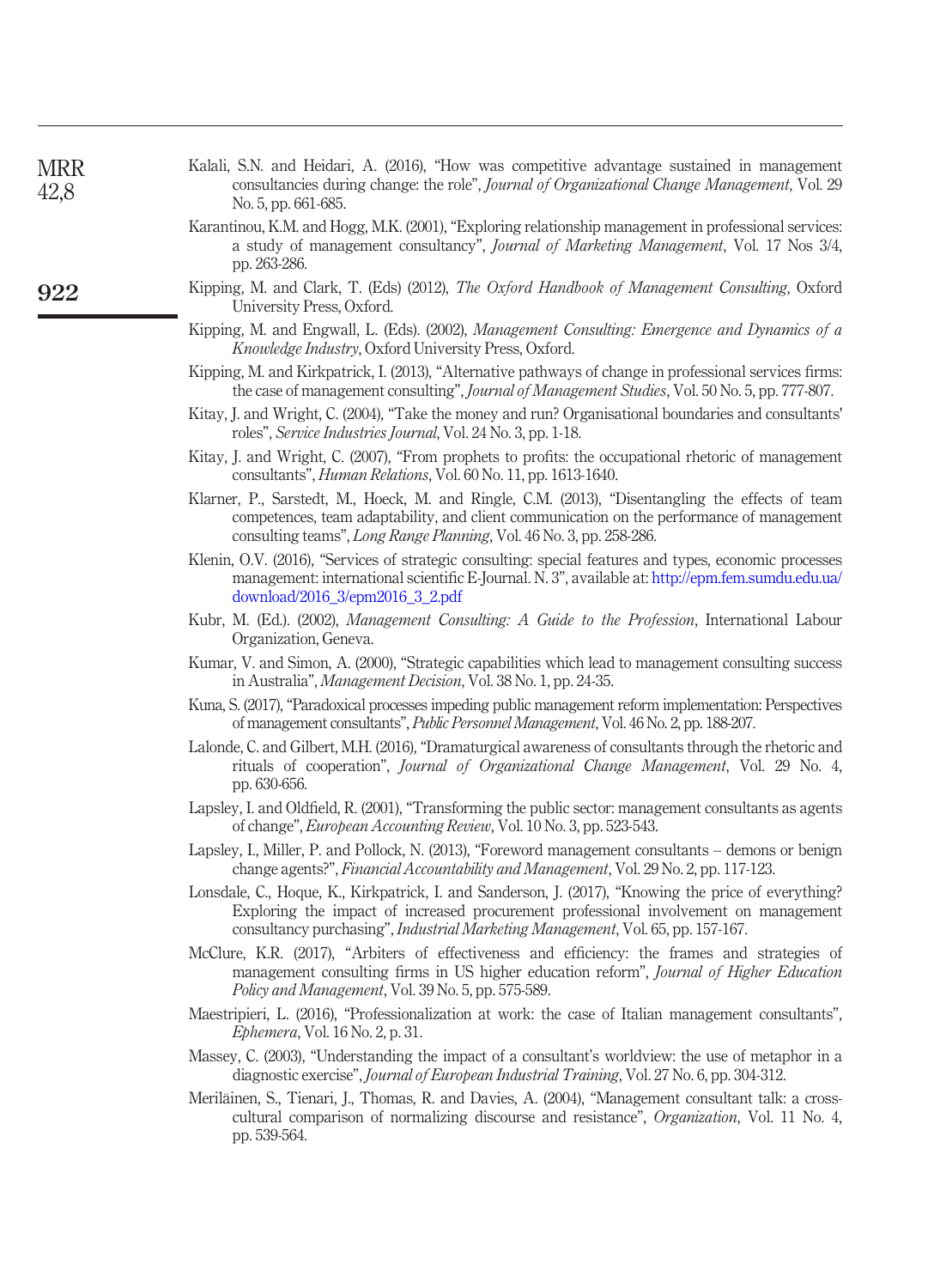Kalali, S.N. and Heidari, A. (2016), "How was competitive advantage sustained in management consultancies during change: the role", *Journal of Organizational Change Management*, Vol. 29 No. 5, pp. 661-685.

Karantinou, K.M. and Hogg, M.K. (2001), "Exploring relationship management in professional services: a study of management consultancy", *Journal of Marketing Management*, Vol. 17 Nos 3/4, pp. 263-286.

Kipping, M. and Clark, T. (Eds) (2012), *The Oxford Handbook of Management Consulting*, Oxford University Press, Oxford.

Kipping, M. and Engwall, L. (Eds). (2002), *Management Consulting: Emergence and Dynamics of a Knowledge Industry*, Oxford University Press, Oxford.

Kipping, M. and Kirkpatrick, I. (2013), "Alternative pathways of change in professional services firms: the case of management consulting", *Journal of Management Studies*, Vol. 50 No. 5, pp. 777-807.

Kitay, J. and Wright, C. (2004), "Take the money and run? Organisational boundaries and consultants' roles", *Service Industries Journal*, Vol. 24 No. 3, pp. 1-18.

Kitay, J. and Wright, C. (2007), "From prophets to profits: the occupational rhetoric of management consultants", *Human Relations*, Vol. 60 No. 11, pp. 1613-1640.

Klarner, P., Sarstedt, M., Hoeck, M. and Ringle, C.M. (2013), "Disentangling the effects of team competences, team adaptability, and client communication on the performance of management consulting teams", *Long Range Planning*, Vol. 46 No. 3, pp. 258-286.

Klenin, O.V. (2016), "Services of strategic consulting: special features and types, economic processes management: international scientific E-Journal. N. 3", available at: http://epm.fem.sumdu.edu.ua/download/2016_3/epm2016_3_2.pdf

Kubr, M. (Ed.). (2002), *Management Consulting: A Guide to the Profession*, International Labour Organization, Geneva.

Kumar, V. and Simon, A. (2000), "Strategic capabilities which lead to management consulting success in Australia", *Management Decision*, Vol. 38 No. 1, pp. 24-35.

Kuna, S. (2017), "Paradoxical processes impeding public management reform implementation: Perspectives of management consultants", *Public Personnel Management*, Vol. 46 No. 2, pp. 188-207.

Lalonde, C. and Gilbert, M.H. (2016), "Dramaturgical awareness of consultants through the rhetoric and rituals of cooperation", *Journal of Organizational Change Management*, Vol. 29 No. 4, pp. 630-656.

Lapsley, I. and Oldfield, R. (2001), "Transforming the public sector: management consultants as agents of change", *European Accounting Review*, Vol. 10 No. 3, pp. 523-543.

Lapsley, I., Miller, P. and Pollock, N. (2013), "Foreword management consultants – demons or benign change agents?", *Financial Accountability and Management*, Vol. 29 No. 2, pp. 117-123.

Lonsdale, C., Hoque, K., Kirkpatrick, I. and Sanderson, J. (2017), "Knowing the price of everything? Exploring the impact of increased procurement professional involvement on management consultancy purchasing", *Industrial Marketing Management*, Vol. 65, pp. 157-167.

McClure, K.R. (2017), "Arbiters of effectiveness and efficiency: the frames and strategies of management consulting firms in US higher education reform", *Journal of Higher Education Policy and Management*, Vol. 39 No. 5, pp. 575-589.

Maestripieri, L. (2016), "Professionalization at work: the case of Italian management consultants", *Ephemera*, Vol. 16 No. 2, p. 31.

Massey, C. (2003), "Understanding the impact of a consultant's worldview: the use of metaphor in a diagnostic exercise", *Journal of European Industrial Training*, Vol. 27 No. 6, pp. 304-312.

Meriläinen, S., Tienari, J., Thomas, R. and Davies, A. (2004), "Management consultant talk: a cross-cultural comparison of normalizing discourse and resistance", *Organization*, Vol. 11 No. 4, pp. 539-564.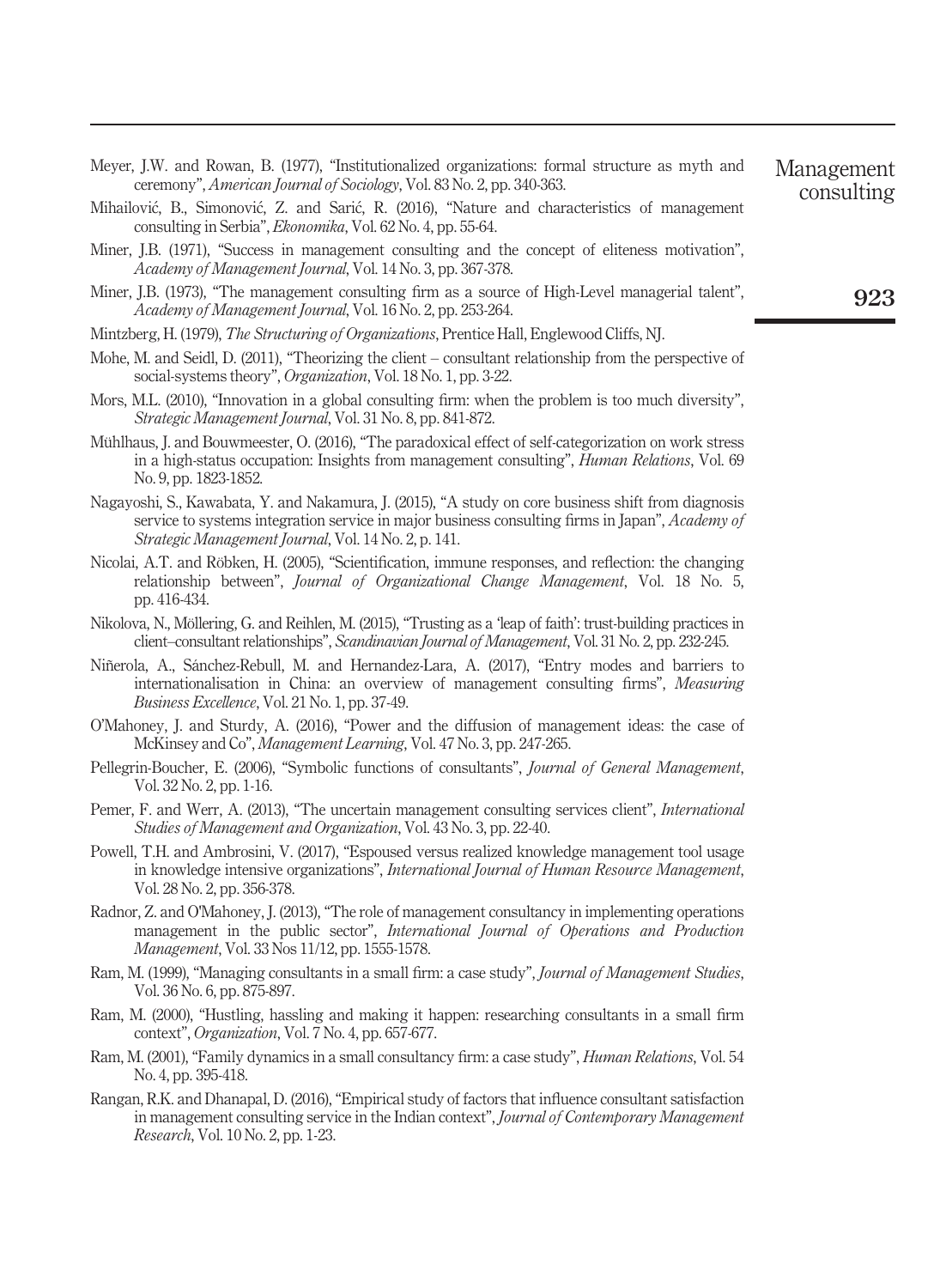Meyer, J.W. and Rowan, B. (1977), "Institutionalized organizations: formal structure as myth and ceremony", *American Journal of Sociology*, Vol. 83 No. 2, pp. 340-363.

Mihailović, B., Simonović, Z. and Sarić, R. (2016), "Nature and characteristics of management consulting in Serbia", *Ekonomika*, Vol. 62 No. 4, pp. 55-64.

Miner, J.B. (1971), "Success in management consulting and the concept of eliteness motivation", *Academy of Management Journal*, Vol. 14 No. 3, pp. 367-378.

Miner, J.B. (1973), "The management consulting firm as a source of High-Level managerial talent", *Academy of Management Journal*, Vol. 16 No. 2, pp. 253-264.

Mintzberg, H. (1979), *The Structuring of Organizations*, Prentice Hall, Englewood Cliffs, NJ.

Mohe, M. and Seidl, D. (2011), "Theorizing the client – consultant relationship from the perspective of social-systems theory", *Organization*, Vol. 18 No. 1, pp. 3-22.

Mors, M.L. (2010), "Innovation in a global consulting firm: when the problem is too much diversity", *Strategic Management Journal*, Vol. 31 No. 8, pp. 841-872.

Mühlhaus, J. and Bouwmeester, O. (2016), "The paradoxical effect of self-categorization on work stress in a high-status occupation: Insights from management consulting", *Human Relations*, Vol. 69 No. 9, pp. 1823-1852.

Nagayoshi, S., Kawabata, Y. and Nakamura, J. (2015), "A study on core business shift from diagnosis service to systems integration service in major business consulting firms in Japan", *Academy of Strategic Management Journal*, Vol. 14 No. 2, p. 141.

Nicolai, A.T. and Röbken, H. (2005), "Scientification, immune responses, and reflection: the changing relationship between", *Journal of Organizational Change Management*, Vol. 18 No. 5, pp. 416-434.

Nikolova, N., Möllering, G. and Reihlen, M. (2015), "Trusting as a 'leap of faith': trust-building practices in client–consultant relationships", *Scandinavian Journal of Management*, Vol. 31 No. 2, pp. 232-245.

Niñerola, A., Sánchez-Rebull, M. and Hernandez-Lara, A. (2017), "Entry modes and barriers to internationalisation in China: an overview of management consulting firms", *Measuring Business Excellence*, Vol. 21 No. 1, pp. 37-49.

O'Mahoney, J. and Sturdy, A. (2016), "Power and the diffusion of management ideas: the case of McKinsey and Co", *Management Learning*, Vol. 47 No. 3, pp. 247-265.

Pellegrin-Boucher, E. (2006), "Symbolic functions of consultants", *Journal of General Management*, Vol. 32 No. 2, pp. 1-16.

Pemer, F. and Werr, A. (2013), "The uncertain management consulting services client", *International Studies of Management and Organization*, Vol. 43 No. 3, pp. 22-40.

Powell, T.H. and Ambrosini, V. (2017), "Espoused versus realized knowledge management tool usage in knowledge intensive organizations", *International Journal of Human Resource Management*, Vol. 28 No. 2, pp. 356-378.

Radnor, Z. and O'Mahoney, J. (2013), "The role of management consultancy in implementing operations management in the public sector", *International Journal of Operations and Production Management*, Vol. 33 Nos 11/12, pp. 1555-1578.

Ram, M. (1999), "Managing consultants in a small firm: a case study", *Journal of Management Studies*, Vol. 36 No. 6, pp. 875-897.

Ram, M. (2000), "Hustling, hassling and making it happen: researching consultants in a small firm context", *Organization*, Vol. 7 No. 4, pp. 657-677.

Ram, M. (2001), "Family dynamics in a small consultancy firm: a case study", *Human Relations*, Vol. 54 No. 4, pp. 395-418.

Rangan, R.K. and Dhanapal, D. (2016), "Empirical study of factors that influence consultant satisfaction in management consulting service in the Indian context", *Journal of Contemporary Management Research*, Vol. 10 No. 2, pp. 1-23.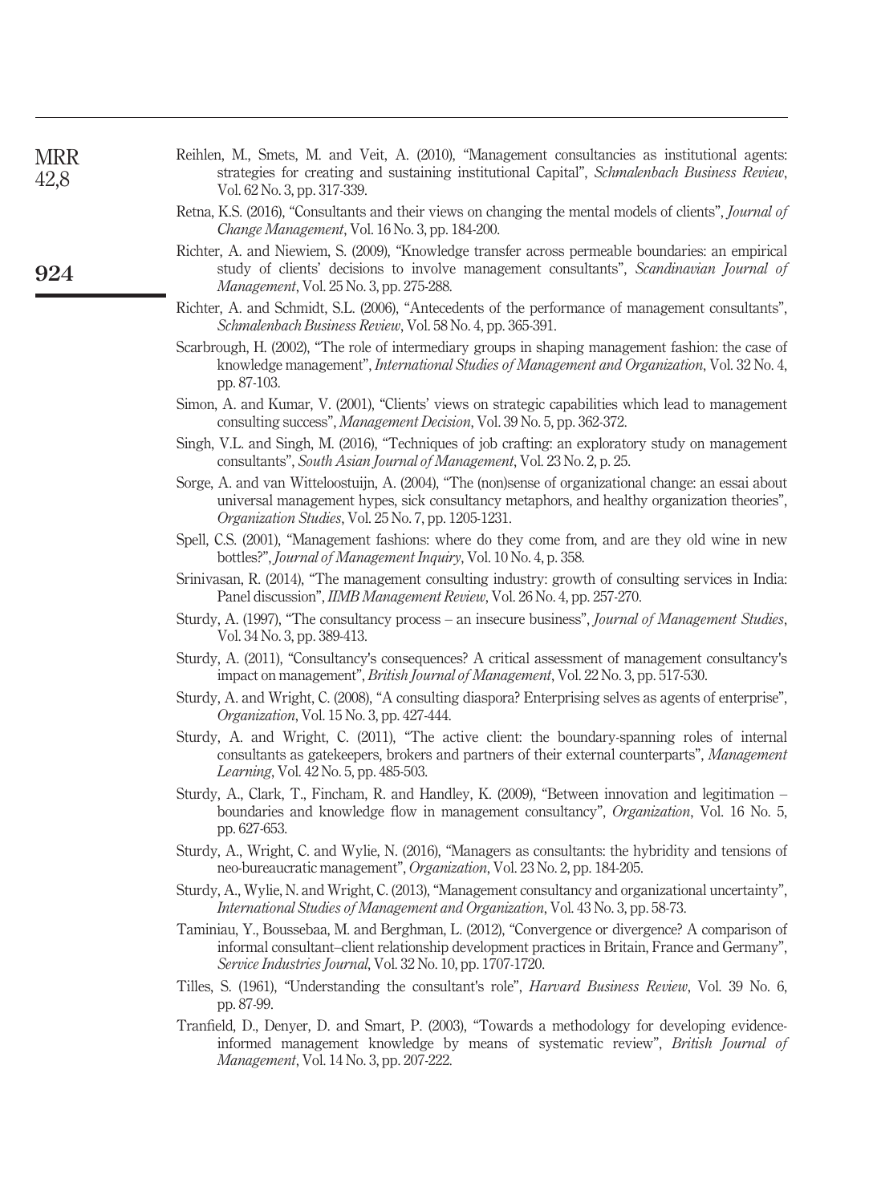Reihlen, M., Smets, M. and Veit, A. (2010), "Management consultancies as institutional agents: strategies for creating and sustaining institutional Capital", *Schmalenbach Business Review*, Vol. 62 No. 3, pp. 317-339.

Retna, K.S. (2016), "Consultants and their views on changing the mental models of clients", *Journal of Change Management*, Vol. 16 No. 3, pp. 184-200.

Richter, A. and Niewiem, S. (2009), "Knowledge transfer across permeable boundaries: an empirical study of clients' decisions to involve management consultants", *Scandinavian Journal of Management*, Vol. 25 No. 3, pp. 275-288.

Richter, A. and Schmidt, S.L. (2006), "Antecedents of the performance of management consultants", *Schmalenbach Business Review*, Vol. 58 No. 4, pp. 365-391.

Scarbrough, H. (2002), "The role of intermediary groups in shaping management fashion: the case of knowledge management", *International Studies of Management and Organization*, Vol. 32 No. 4, pp. 87-103.

Simon, A. and Kumar, V. (2001), "Clients' views on strategic capabilities which lead to management consulting success", *Management Decision*, Vol. 39 No. 5, pp. 362-372.

Singh, V.L. and Singh, M. (2016), "Techniques of job crafting: an exploratory study on management consultants", *South Asian Journal of Management*, Vol. 23 No. 2, p. 25.

Sorge, A. and van Witteloostuijn, A. (2004), "The (non)sense of organizational change: an essai about universal management hypes, sick consultancy metaphors, and healthy organization theories", *Organization Studies*, Vol. 25 No. 7, pp. 1205-1231.

Spell, C.S. (2001), "Management fashions: where do they come from, and are they old wine in new bottles?", *Journal of Management Inquiry*, Vol. 10 No. 4, p. 358.

Srinivasan, R. (2014), "The management consulting industry: growth of consulting services in India: Panel discussion", *IIMB Management Review*, Vol. 26 No. 4, pp. 257-270.

Sturdy, A. (1997), "The consultancy process – an insecure business", *Journal of Management Studies*, Vol. 34 No. 3, pp. 389-413.

Sturdy, A. (2011), "Consultancy's consequences? A critical assessment of management consultancy's impact on management", *British Journal of Management*, Vol. 22 No. 3, pp. 517-530.

Sturdy, A. and Wright, C. (2008), "A consulting diaspora? Enterprising selves as agents of enterprise", *Organization*, Vol. 15 No. 3, pp. 427-444.

Sturdy, A. and Wright, C. (2011), "The active client: the boundary-spanning roles of internal consultants as gatekeepers, brokers and partners of their external counterparts", *Management Learning*, Vol. 42 No. 5, pp. 485-503.

Sturdy, A., Clark, T., Fincham, R. and Handley, K. (2009), "Between innovation and legitimation – boundaries and knowledge flow in management consultancy", *Organization*, Vol. 16 No. 5, pp. 627-653.

Sturdy, A., Wright, C. and Wylie, N. (2016), "Managers as consultants: the hybridity and tensions of neo-bureaucratic management", *Organization*, Vol. 23 No. 2, pp. 184-205.

Sturdy, A., Wylie, N. and Wright, C. (2013), "Management consultancy and organizational uncertainty", *International Studies of Management and Organization*, Vol. 43 No. 3, pp. 58-73.

Taminiau, Y., Boussebaa, M. and Berghman, L. (2012), "Convergence or divergence? A comparison of informal consultant–client relationship development practices in Britain, France and Germany", *Service Industries Journal*, Vol. 32 No. 10, pp. 1707-1720.

Tilles, S. (1961), "Understanding the consultant's role", *Harvard Business Review*, Vol. 39 No. 6, pp. 87-99.

Tranfield, D., Denyer, D. and Smart, P. (2003), "Towards a methodology for developing evidence-informed management knowledge by means of systematic review", *British Journal of Management*, Vol. 14 No. 3, pp. 207-222.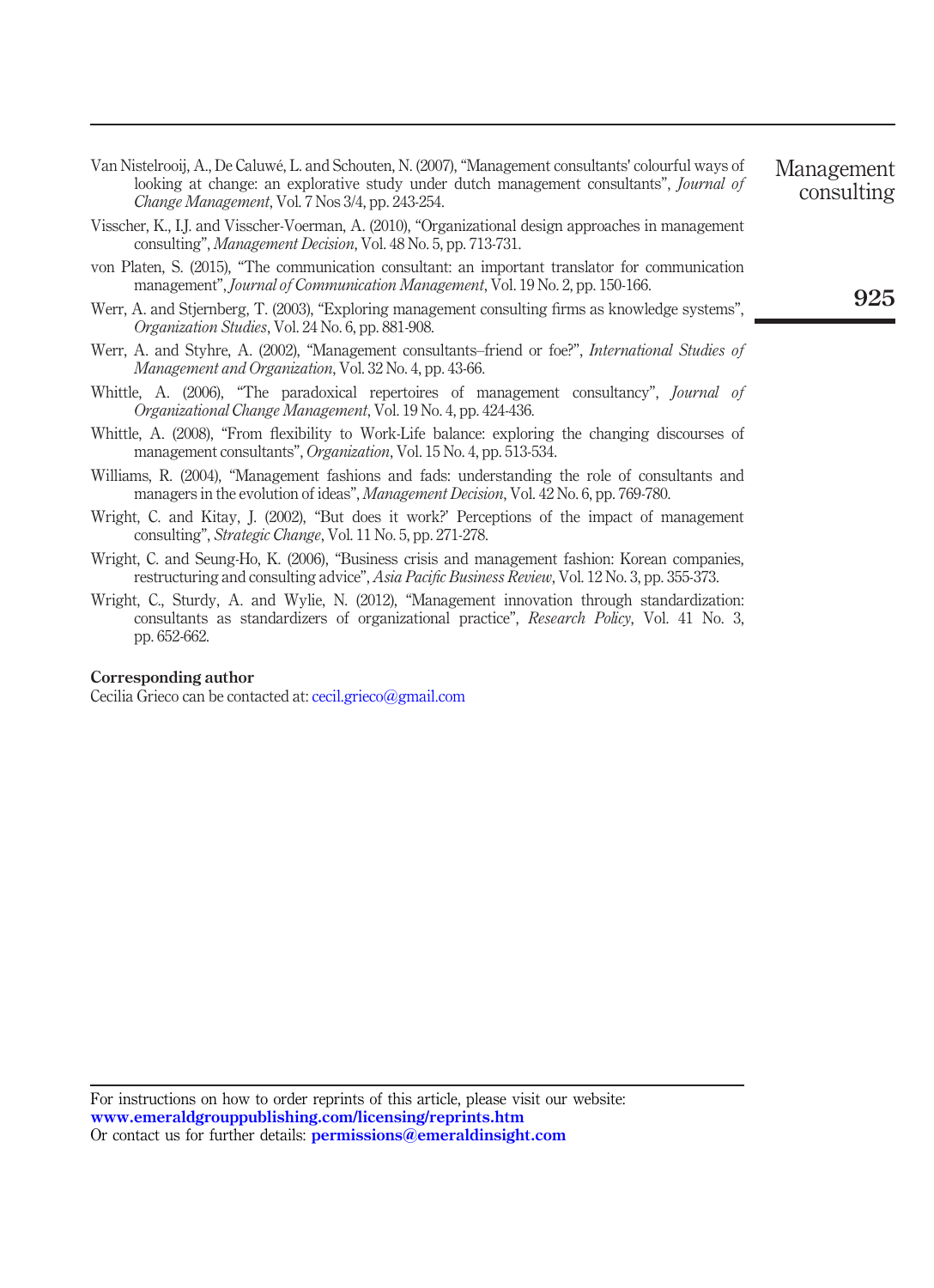Van Nistelrooij, A., De Caluwé, L. and Schouten, N. (2007), "Management consultants' colourful ways of looking at change: an explorative study under dutch management consultants", *Journal of Change Management*, Vol. 7 Nos 3/4, pp. 243-254.

Visscher, K., I.J. and Visscher-Voerman, A. (2010), "Organizational design approaches in management consulting", *Management Decision*, Vol. 48 No. 5, pp. 713-731.

von Platen, S. (2015), "The communication consultant: an important translator for communication management", *Journal of Communication Management*, Vol. 19 No. 2, pp. 150-166.

Werr, A. and Stjernberg, T. (2003), "Exploring management consulting firms as knowledge systems", *Organization Studies*, Vol. 24 No. 6, pp. 881-908.

Werr, A. and Styhre, A. (2002), "Management consultants–friend or foe?", *International Studies of Management and Organization*, Vol. 32 No. 4, pp. 43-66.

Whittle, A. (2006), "The paradoxical repertoires of management consultancy", *Journal of Organizational Change Management*, Vol. 19 No. 4, pp. 424-436.

Whittle, A. (2008), "From flexibility to Work-Life balance: exploring the changing discourses of management consultants", *Organization*, Vol. 15 No. 4, pp. 513-534.

Williams, R. (2004), "Management fashions and fads: understanding the role of consultants and managers in the evolution of ideas", *Management Decision*, Vol. 42 No. 6, pp. 769-780.

Wright, C. and Kitay, J. (2002), "But does it work?' Perceptions of the impact of management consulting", *Strategic Change*, Vol. 11 No. 5, pp. 271-278.

Wright, C. and Seung-Ho, K. (2006), "Business crisis and management fashion: Korean companies, restructuring and consulting advice", *Asia Pacific Business Review*, Vol. 12 No. 3, pp. 355-373.

Wright, C., Sturdy, A. and Wylie, N. (2012), "Management innovation through standardization: consultants as standardizers of organizational practice", *Research Policy*, Vol. 41 No. 3, pp. 652-662.

**Corresponding author**

Cecilia Grieco can be contacted at: cecil.grieco@gmail.com

For instructions on how to order reprints of this article, please visit our website:
**www.emeraldgrouppublishing.com/licensing/reprints.htm**
Or contact us for further details: **permissions@emeraldinsight.com**